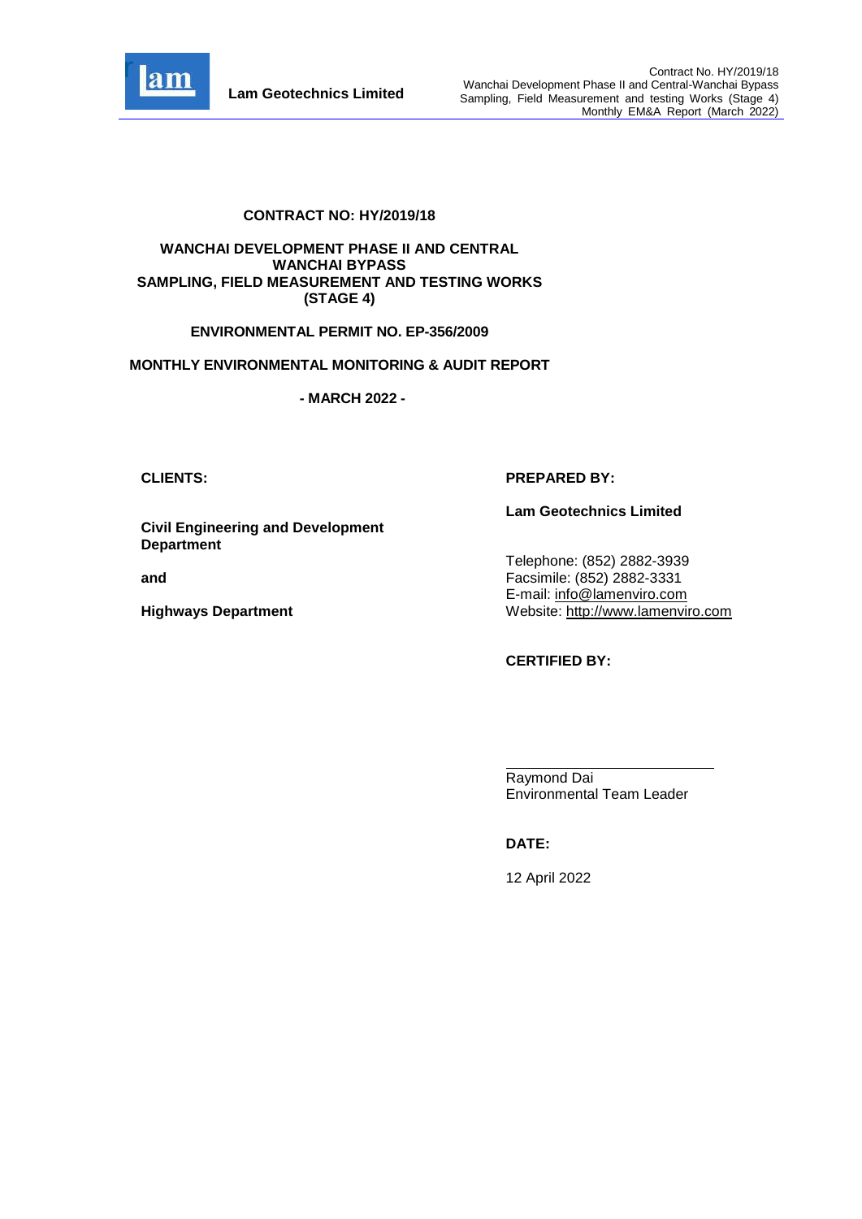**CONTRACT NO: HY/2019/18**

**WANCHAI DEVELOPMENT PHASE II AND CENTRAL WANCHAI BYPASS SAMPLING, FIELD MEASUREMENT AND TESTING WORKS (STAGE 4)**

**ENVIRONMENTAL PERMIT NO. EP-356/2009**

**MONTHLY ENVIRONMENTAL MONITORING & AUDIT REPORT**

**- MARCH 2022 -**

**CLIENTS:**

**Civil Engineering and Development Department**

**and**

**Highways Department**

**PREPARED BY:**

**Lam Geotechnics Limited**

Telephone: (852) 2882-3939
Facsimile: (852) 2882-3331
E-mail: info@lamenviro.com
Website: http://www.lamenviro.com

**CERTIFIED BY:**

Raymond Dai
Environmental Team Leader

**DATE:**

12 April 2022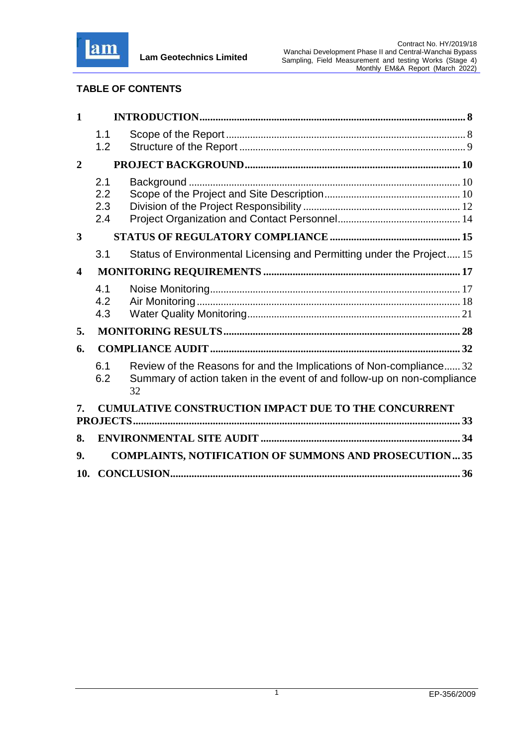## TABLE OF CONTENTS

**1 INTRODUCTION .......... 8**

- 1.1 Scope of the Report .......... 8
- 1.2 Structure of the Report .......... 9

**2 PROJECT BACKGROUND .......... 10**

- 2.1 Background .......... 10
- 2.2 Scope of the Project and Site Description .......... 10
- 2.3 Division of the Project Responsibility .......... 12
- 2.4 Project Organization and Contact Personnel .......... 14

**3 STATUS OF REGULATORY COMPLIANCE .......... 15**

- 3.1 Status of Environmental Licensing and Permitting under the Project .......... 15

**4 MONITORING REQUIREMENTS .......... 17**

- 4.1 Noise Monitoring .......... 17
- 4.2 Air Monitoring .......... 18
- 4.3 Water Quality Monitoring .......... 21

**5. MONITORING RESULTS .......... 28**

**6. COMPLIANCE AUDIT .......... 32**

- 6.1 Review of the Reasons for and the Implications of Non-compliance .......... 32
- 6.2 Summary of action taken in the event of and follow-up on non-compliance 32

**7. CUMULATIVE CONSTRUCTION IMPACT DUE TO THE CONCURRENT PROJECTS .......... 33**

**8. ENVIRONMENTAL SITE AUDIT .......... 34**

**9. COMPLAINTS, NOTIFICATION OF SUMMONS AND PROSECUTION .......... 35**

**10. CONCLUSION .......... 36**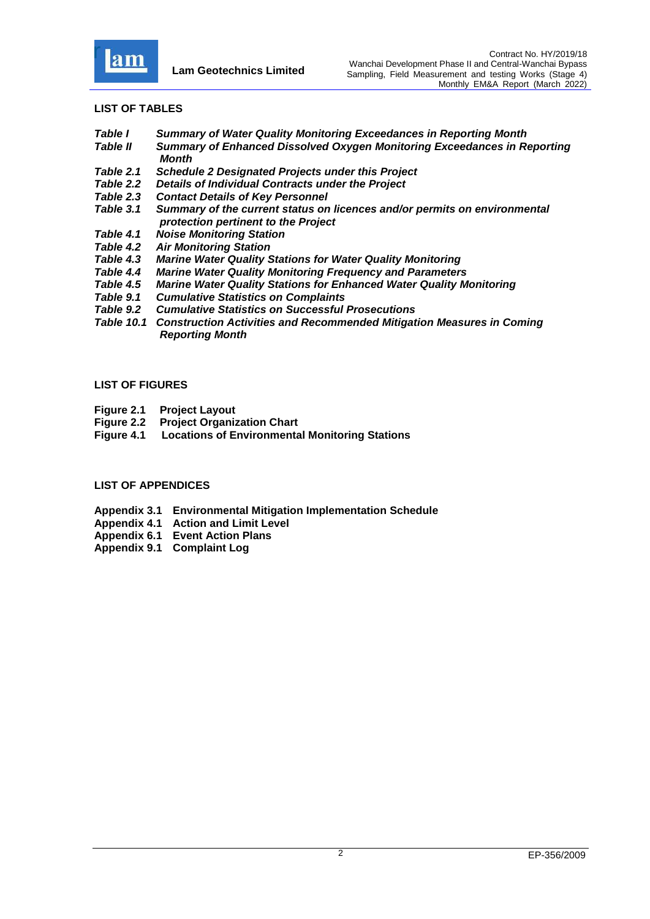## LIST OF TABLES

*Table I* **Summary of Water Quality Monitoring Exceedances in Reporting Month**
*Table II* **Summary of Enhanced Dissolved Oxygen Monitoring Exceedances in Reporting Month**
*Table 2.1* **Schedule 2 Designated Projects under this Project**
*Table 2.2* **Details of Individual Contracts under the Project**
*Table 2.3* **Contact Details of Key Personnel**
*Table 3.1* **Summary of the current status on licences and/or permits on environmental protection pertinent to the Project**
*Table 4.1* **Noise Monitoring Station**
*Table 4.2* **Air Monitoring Station**
*Table 4.3* **Marine Water Quality Stations for Water Quality Monitoring**
*Table 4.4* **Marine Water Quality Monitoring Frequency and Parameters**
*Table 4.5* **Marine Water Quality Stations for Enhanced Water Quality Monitoring**
*Table 9.1* **Cumulative Statistics on Complaints**
*Table 9.2* **Cumulative Statistics on Successful Prosecutions**
*Table 10.1* **Construction Activities and Recommended Mitigation Measures in Coming Reporting Month**

## LIST OF FIGURES

**Figure 2.1 Project Layout**
**Figure 2.2 Project Organization Chart**
**Figure 4.1 Locations of Environmental Monitoring Stations**

## LIST OF APPENDICES

**Appendix 3.1 Environmental Mitigation Implementation Schedule**
**Appendix 4.1 Action and Limit Level**
**Appendix 6.1 Event Action Plans**
**Appendix 9.1 Complaint Log**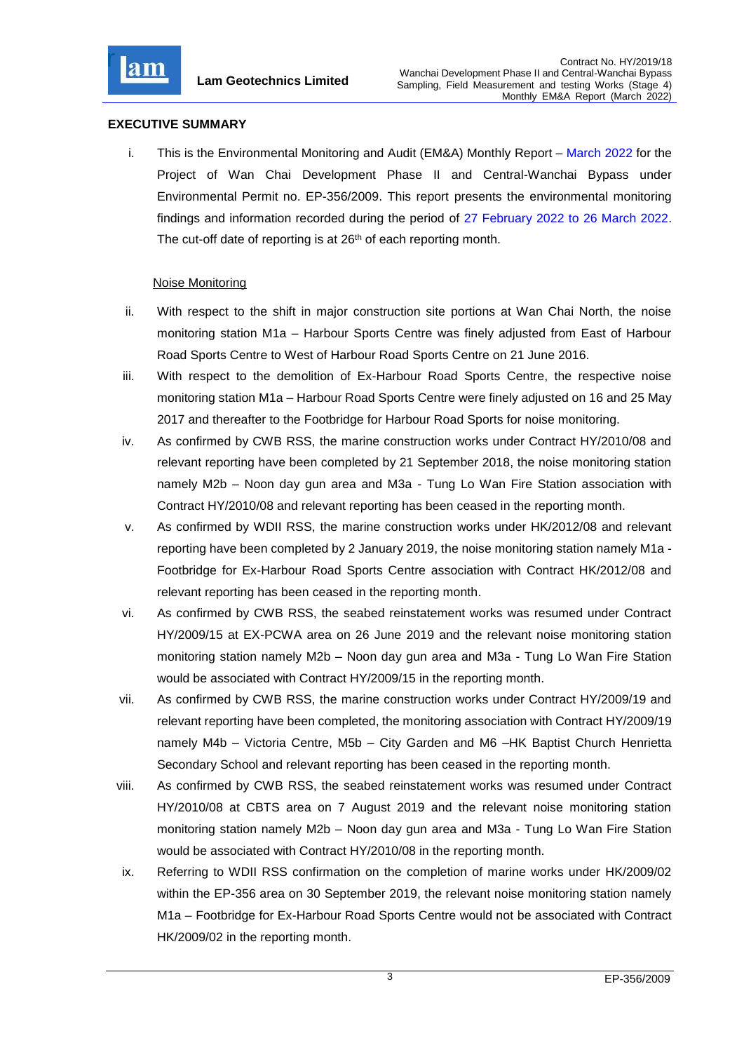## EXECUTIVE SUMMARY

i. This is the Environmental Monitoring and Audit (EM&A) Monthly Report – March 2022 for the Project of Wan Chai Development Phase II and Central-Wanchai Bypass under Environmental Permit no. EP-356/2009. This report presents the environmental monitoring findings and information recorded during the period of 27 February 2022 to 26 March 2022. The cut-off date of reporting is at 26th of each reporting month.

Noise Monitoring

ii. With respect to the shift in major construction site portions at Wan Chai North, the noise monitoring station M1a – Harbour Sports Centre was finely adjusted from East of Harbour Road Sports Centre to West of Harbour Road Sports Centre on 21 June 2016.

iii. With respect to the demolition of Ex-Harbour Road Sports Centre, the respective noise monitoring station M1a – Harbour Road Sports Centre were finely adjusted on 16 and 25 May 2017 and thereafter to the Footbridge for Harbour Road Sports for noise monitoring.

iv. As confirmed by CWB RSS, the marine construction works under Contract HY/2010/08 and relevant reporting have been completed by 21 September 2018, the noise monitoring station namely M2b – Noon day gun area and M3a - Tung Lo Wan Fire Station association with Contract HY/2010/08 and relevant reporting has been ceased in the reporting month.

v. As confirmed by WDII RSS, the marine construction works under HK/2012/08 and relevant reporting have been completed by 2 January 2019, the noise monitoring station namely M1a - Footbridge for Ex-Harbour Road Sports Centre association with Contract HK/2012/08 and relevant reporting has been ceased in the reporting month.

vi. As confirmed by CWB RSS, the seabed reinstatement works was resumed under Contract HY/2009/15 at EX-PCWA area on 26 June 2019 and the relevant noise monitoring station monitoring station namely M2b – Noon day gun area and M3a - Tung Lo Wan Fire Station would be associated with Contract HY/2009/15 in the reporting month.

vii. As confirmed by CWB RSS, the marine construction works under Contract HY/2009/19 and relevant reporting have been completed, the monitoring association with Contract HY/2009/19 namely M4b – Victoria Centre, M5b – City Garden and M6 –HK Baptist Church Henrietta Secondary School and relevant reporting has been ceased in the reporting month.

viii. As confirmed by CWB RSS, the seabed reinstatement works was resumed under Contract HY/2010/08 at CBTS area on 7 August 2019 and the relevant noise monitoring station monitoring station namely M2b – Noon day gun area and M3a - Tung Lo Wan Fire Station would be associated with Contract HY/2010/08 in the reporting month.

ix. Referring to WDII RSS confirmation on the completion of marine works under HK/2009/02 within the EP-356 area on 30 September 2019, the relevant noise monitoring station namely M1a – Footbridge for Ex-Harbour Road Sports Centre would not be associated with Contract HK/2009/02 in the reporting month.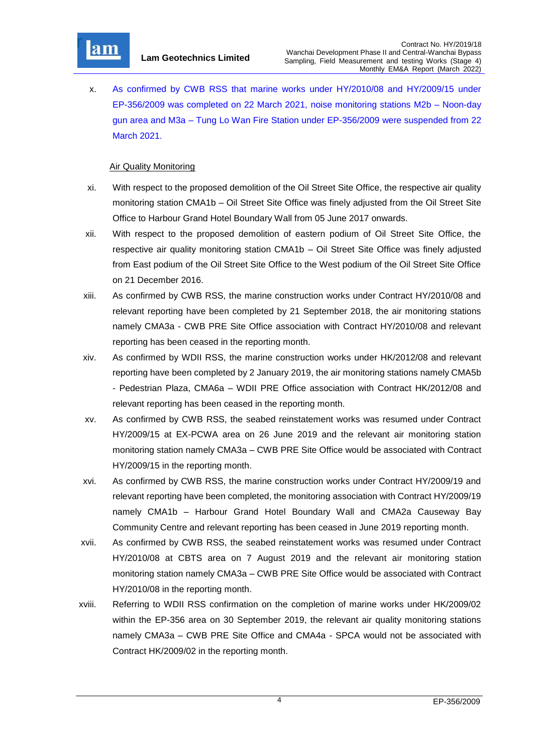x. As confirmed by CWB RSS that marine works under HY/2010/08 and HY/2009/15 under EP-356/2009 was completed on 22 March 2021, noise monitoring stations M2b – Noon-day gun area and M3a – Tung Lo Wan Fire Station under EP-356/2009 were suspended from 22 March 2021.

Air Quality Monitoring

xi. With respect to the proposed demolition of the Oil Street Site Office, the respective air quality monitoring station CMA1b – Oil Street Site Office was finely adjusted from the Oil Street Site Office to Harbour Grand Hotel Boundary Wall from 05 June 2017 onwards.

xii. With respect to the proposed demolition of eastern podium of Oil Street Site Office, the respective air quality monitoring station CMA1b – Oil Street Site Office was finely adjusted from East podium of the Oil Street Site Office to the West podium of the Oil Street Site Office on 21 December 2016.

xiii. As confirmed by CWB RSS, the marine construction works under Contract HY/2010/08 and relevant reporting have been completed by 21 September 2018, the air monitoring stations namely CMA3a - CWB PRE Site Office association with Contract HY/2010/08 and relevant reporting has been ceased in the reporting month.

xiv. As confirmed by WDII RSS, the marine construction works under HK/2012/08 and relevant reporting have been completed by 2 January 2019, the air monitoring stations namely CMA5b - Pedestrian Plaza, CMA6a – WDII PRE Office association with Contract HK/2012/08 and relevant reporting has been ceased in the reporting month.

xv. As confirmed by CWB RSS, the seabed reinstatement works was resumed under Contract HY/2009/15 at EX-PCWA area on 26 June 2019 and the relevant air monitoring station monitoring station namely CMA3a – CWB PRE Site Office would be associated with Contract HY/2009/15 in the reporting month.

xvi. As confirmed by CWB RSS, the marine construction works under Contract HY/2009/19 and relevant reporting have been completed, the monitoring association with Contract HY/2009/19 namely CMA1b – Harbour Grand Hotel Boundary Wall and CMA2a Causeway Bay Community Centre and relevant reporting has been ceased in June 2019 reporting month.

xvii. As confirmed by CWB RSS, the seabed reinstatement works was resumed under Contract HY/2010/08 at CBTS area on 7 August 2019 and the relevant air monitoring station monitoring station namely CMA3a – CWB PRE Site Office would be associated with Contract HY/2010/08 in the reporting month.

xviii. Referring to WDII RSS confirmation on the completion of marine works under HK/2009/02 within the EP-356 area on 30 September 2019, the relevant air quality monitoring stations namely CMA3a – CWB PRE Site Office and CMA4a - SPCA would not be associated with Contract HK/2009/02 in the reporting month.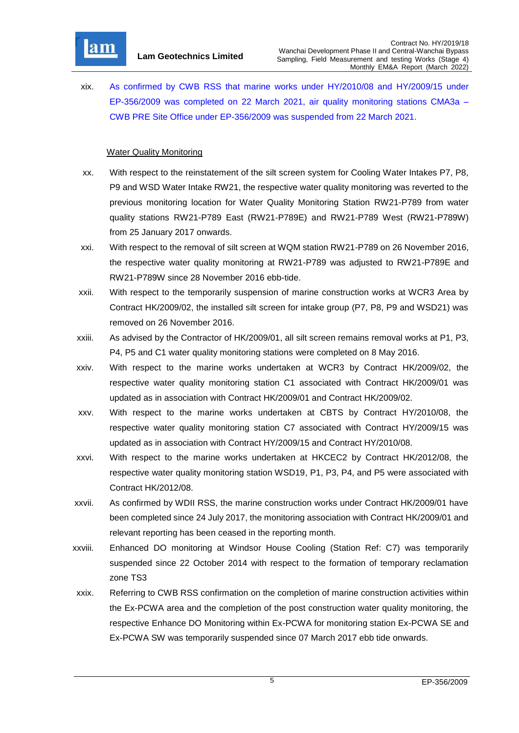xix. As confirmed by CWB RSS that marine works under HY/2010/08 and HY/2009/15 under EP-356/2009 was completed on 22 March 2021, air quality monitoring stations CMA3a – CWB PRE Site Office under EP-356/2009 was suspended from 22 March 2021.

Water Quality Monitoring

xx. With respect to the reinstatement of the silt screen system for Cooling Water Intakes P7, P8, P9 and WSD Water Intake RW21, the respective water quality monitoring was reverted to the previous monitoring location for Water Quality Monitoring Station RW21-P789 from water quality stations RW21-P789 East (RW21-P789E) and RW21-P789 West (RW21-P789W) from 25 January 2017 onwards.

xxi. With respect to the removal of silt screen at WQM station RW21-P789 on 26 November 2016, the respective water quality monitoring at RW21-P789 was adjusted to RW21-P789E and RW21-P789W since 28 November 2016 ebb-tide.

xxii. With respect to the temporarily suspension of marine construction works at WCR3 Area by Contract HK/2009/02, the installed silt screen for intake group (P7, P8, P9 and WSD21) was removed on 26 November 2016.

xxiii. As advised by the Contractor of HK/2009/01, all silt screen remains removal works at P1, P3, P4, P5 and C1 water quality monitoring stations were completed on 8 May 2016.

xxiv. With respect to the marine works undertaken at WCR3 by Contract HK/2009/02, the respective water quality monitoring station C1 associated with Contract HK/2009/01 was updated as in association with Contract HK/2009/01 and Contract HK/2009/02.

xxv. With respect to the marine works undertaken at CBTS by Contract HY/2010/08, the respective water quality monitoring station C7 associated with Contract HY/2009/15 was updated as in association with Contract HY/2009/15 and Contract HY/2010/08.

xxvi. With respect to the marine works undertaken at HKCEC2 by Contract HK/2012/08, the respective water quality monitoring station WSD19, P1, P3, P4, and P5 were associated with Contract HK/2012/08.

xxvii. As confirmed by WDII RSS, the marine construction works under Contract HK/2009/01 have been completed since 24 July 2017, the monitoring association with Contract HK/2009/01 and relevant reporting has been ceased in the reporting month.

xxviii. Enhanced DO monitoring at Windsor House Cooling (Station Ref: C7) was temporarily suspended since 22 October 2014 with respect to the formation of temporary reclamation zone TS3

xxix. Referring to CWB RSS confirmation on the completion of marine construction activities within the Ex-PCWA area and the completion of the post construction water quality monitoring, the respective Enhance DO Monitoring within Ex-PCWA for monitoring station Ex-PCWA SE and Ex-PCWA SW was temporarily suspended since 07 March 2017 ebb tide onwards.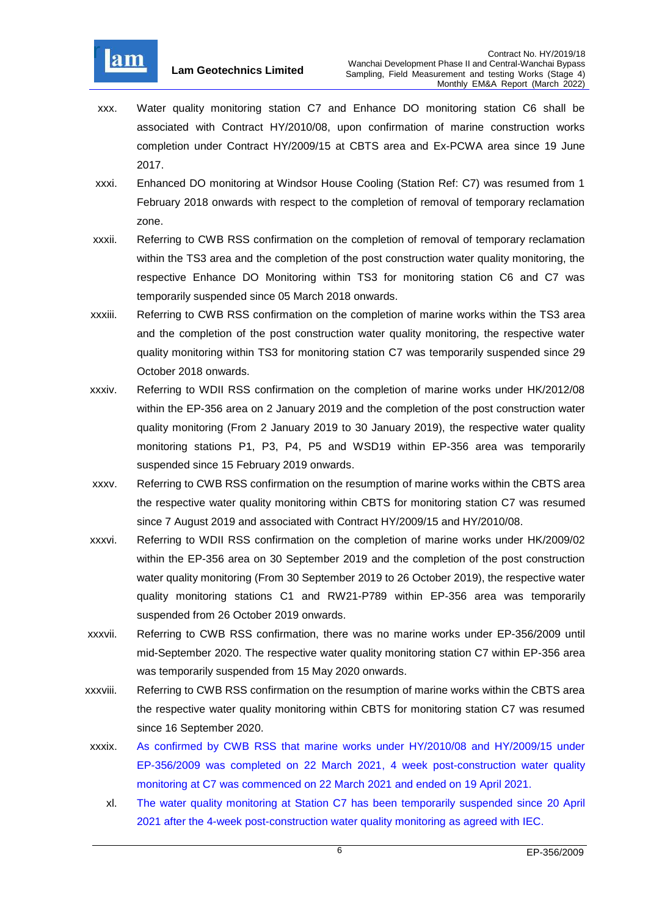xxx. Water quality monitoring station C7 and Enhance DO monitoring station C6 shall be associated with Contract HY/2010/08, upon confirmation of marine construction works completion under Contract HY/2009/15 at CBTS area and Ex-PCWA area since 19 June 2017.

xxxi. Enhanced DO monitoring at Windsor House Cooling (Station Ref: C7) was resumed from 1 February 2018 onwards with respect to the completion of removal of temporary reclamation zone.

xxxii. Referring to CWB RSS confirmation on the completion of removal of temporary reclamation within the TS3 area and the completion of the post construction water quality monitoring, the respective Enhance DO Monitoring within TS3 for monitoring station C6 and C7 was temporarily suspended since 05 March 2018 onwards.

xxxiii. Referring to CWB RSS confirmation on the completion of marine works within the TS3 area and the completion of the post construction water quality monitoring, the respective water quality monitoring within TS3 for monitoring station C7 was temporarily suspended since 29 October 2018 onwards.

xxxiv. Referring to WDII RSS confirmation on the completion of marine works under HK/2012/08 within the EP-356 area on 2 January 2019 and the completion of the post construction water quality monitoring (From 2 January 2019 to 30 January 2019), the respective water quality monitoring stations P1, P3, P4, P5 and WSD19 within EP-356 area was temporarily suspended since 15 February 2019 onwards.

xxxv. Referring to CWB RSS confirmation on the resumption of marine works within the CBTS area the respective water quality monitoring within CBTS for monitoring station C7 was resumed since 7 August 2019 and associated with Contract HY/2009/15 and HY/2010/08.

xxxvi. Referring to WDII RSS confirmation on the completion of marine works under HK/2009/02 within the EP-356 area on 30 September 2019 and the completion of the post construction water quality monitoring (From 30 September 2019 to 26 October 2019), the respective water quality monitoring stations C1 and RW21-P789 within EP-356 area was temporarily suspended from 26 October 2019 onwards.

xxxvii. Referring to CWB RSS confirmation, there was no marine works under EP-356/2009 until mid-September 2020. The respective water quality monitoring station C7 within EP-356 area was temporarily suspended from 15 May 2020 onwards.

xxxviii. Referring to CWB RSS confirmation on the resumption of marine works within the CBTS area the respective water quality monitoring within CBTS for monitoring station C7 was resumed since 16 September 2020.

xxxix. As confirmed by CWB RSS that marine works under HY/2010/08 and HY/2009/15 under EP-356/2009 was completed on 22 March 2021, 4 week post-construction water quality monitoring at C7 was commenced on 22 March 2021 and ended on 19 April 2021.

xl. The water quality monitoring at Station C7 has been temporarily suspended since 20 April 2021 after the 4-week post-construction water quality monitoring as agreed with IEC.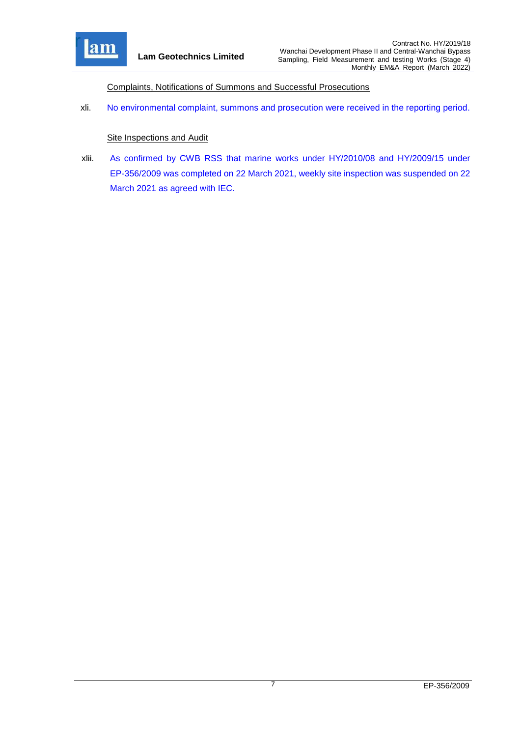Complaints, Notifications of Summons and Successful Prosecutions

xli. No environmental complaint, summons and prosecution were received in the reporting period.

Site Inspections and Audit

xlii. As confirmed by CWB RSS that marine works under HY/2010/08 and HY/2009/15 under EP-356/2009 was completed on 22 March 2021, weekly site inspection was suspended on 22 March 2021 as agreed with IEC.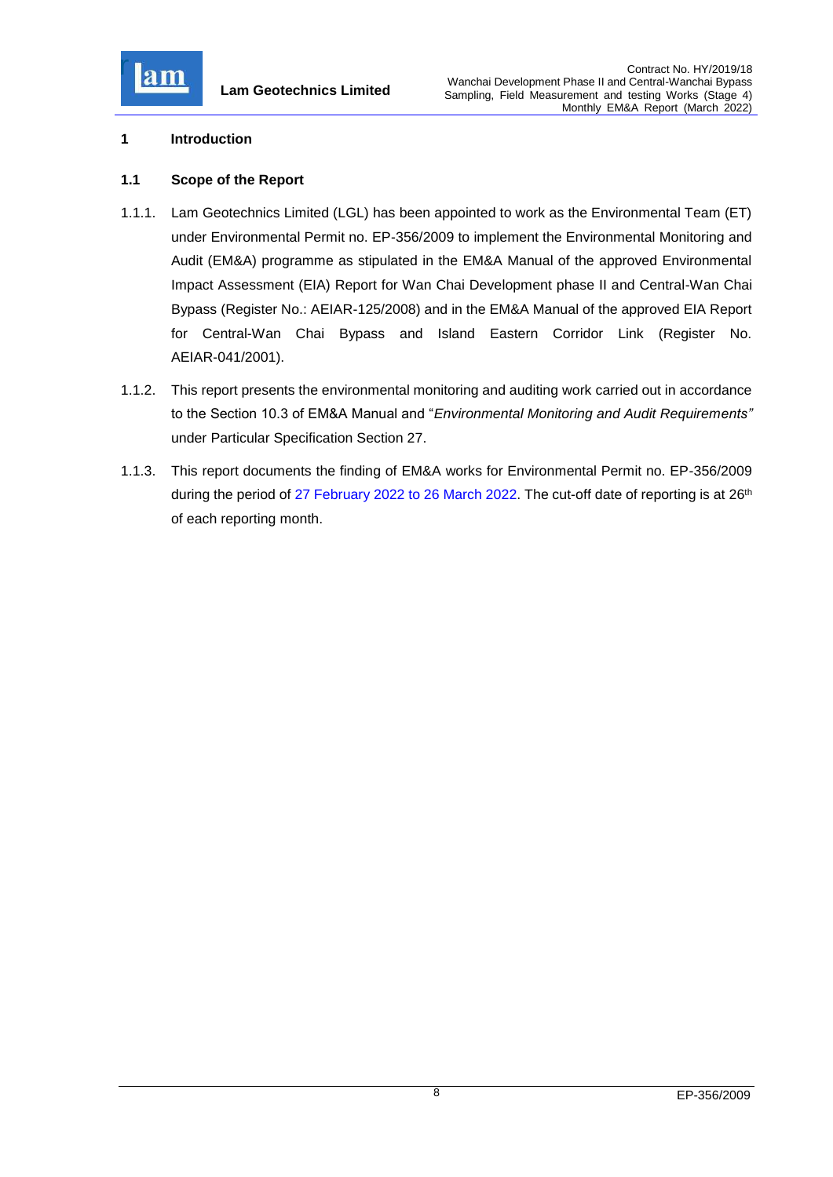# 1 Introduction

## 1.1 Scope of the Report

1.1.1. Lam Geotechnics Limited (LGL) has been appointed to work as the Environmental Team (ET) under Environmental Permit no. EP-356/2009 to implement the Environmental Monitoring and Audit (EM&A) programme as stipulated in the EM&A Manual of the approved Environmental Impact Assessment (EIA) Report for Wan Chai Development phase II and Central-Wan Chai Bypass (Register No.: AEIAR-125/2008) and in the EM&A Manual of the approved EIA Report for Central-Wan Chai Bypass and Island Eastern Corridor Link (Register No. AEIAR-041/2001).

1.1.2. This report presents the environmental monitoring and auditing work carried out in accordance to the Section 10.3 of EM&A Manual and "*Environmental Monitoring and Audit Requirements"* under Particular Specification Section 27.

1.1.3. This report documents the finding of EM&A works for Environmental Permit no. EP-356/2009 during the period of 27 February 2022 to 26 March 2022. The cut-off date of reporting is at 26th of each reporting month.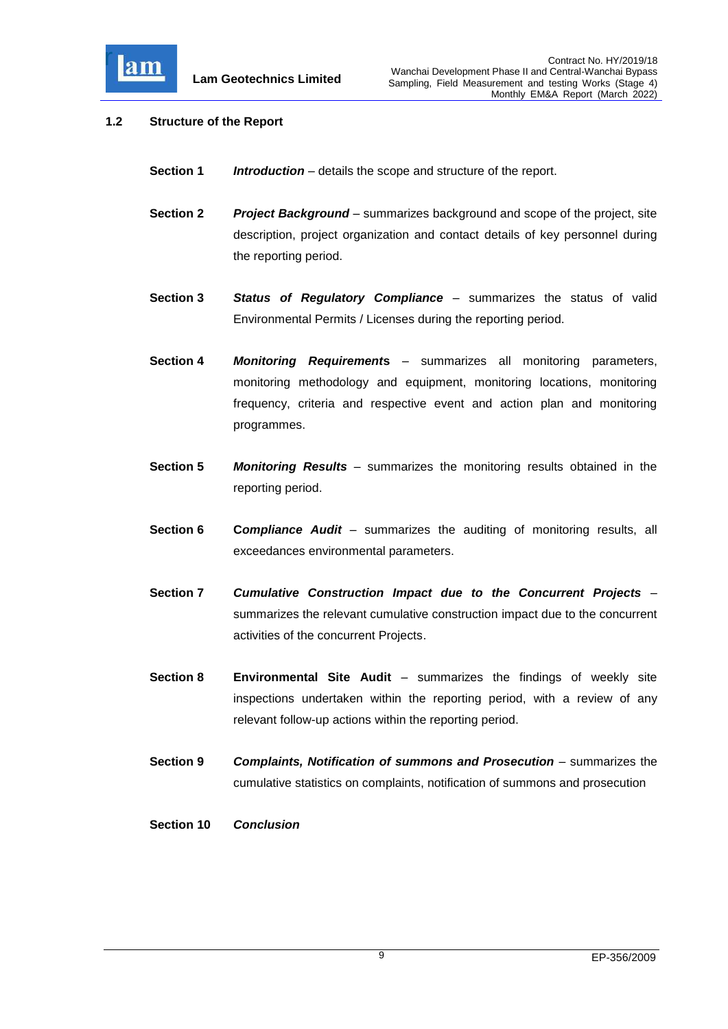## 1.2 Structure of the Report

**Section 1** ***Introduction*** – details the scope and structure of the report.

**Section 2** ***Project Background*** – summarizes background and scope of the project, site description, project organization and contact details of key personnel during the reporting period.

**Section 3** ***Status of Regulatory Compliance*** – summarizes the status of valid Environmental Permits / Licenses during the reporting period.

**Section 4** ***Monitoring Requirements*** – summarizes all monitoring parameters, monitoring methodology and equipment, monitoring locations, monitoring frequency, criteria and respective event and action plan and monitoring programmes.

**Section 5** ***Monitoring Results*** – summarizes the monitoring results obtained in the reporting period.

**Section 6** ***Compliance Audit*** – summarizes the auditing of monitoring results, all exceedances environmental parameters.

**Section 7** ***Cumulative Construction Impact due to the Concurrent Projects*** – summarizes the relevant cumulative construction impact due to the concurrent activities of the concurrent Projects.

**Section 8** **Environmental Site Audit** – summarizes the findings of weekly site inspections undertaken within the reporting period, with a review of any relevant follow-up actions within the reporting period.

**Section 9** ***Complaints, Notification of summons and Prosecution*** – summarizes the cumulative statistics on complaints, notification of summons and prosecution

**Section 10** ***Conclusion***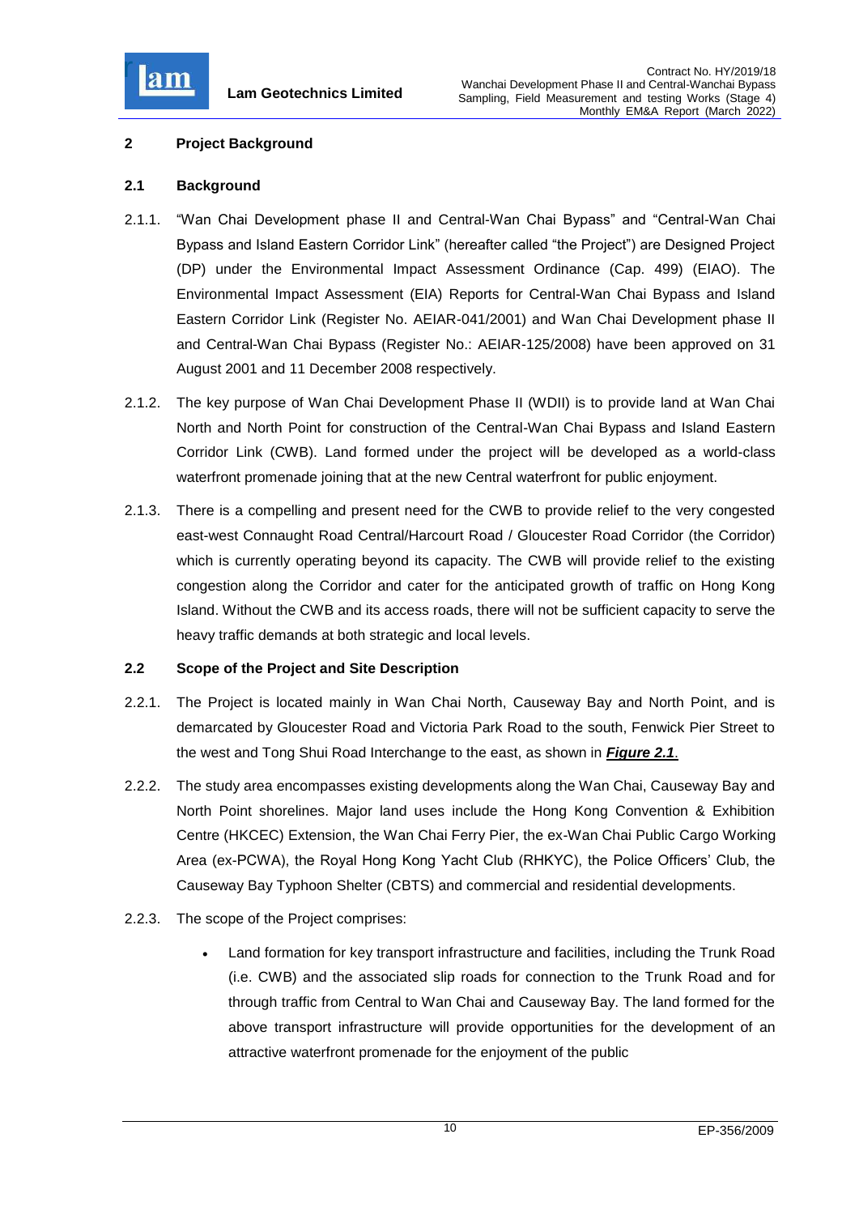## 2 Project Background

### 2.1 Background

2.1.1. "Wan Chai Development phase II and Central-Wan Chai Bypass" and "Central-Wan Chai Bypass and Island Eastern Corridor Link" (hereafter called "the Project") are Designed Project (DP) under the Environmental Impact Assessment Ordinance (Cap. 499) (EIAO). The Environmental Impact Assessment (EIA) Reports for Central-Wan Chai Bypass and Island Eastern Corridor Link (Register No. AEIAR-041/2001) and Wan Chai Development phase II and Central-Wan Chai Bypass (Register No.: AEIAR-125/2008) have been approved on 31 August 2001 and 11 December 2008 respectively.

2.1.2. The key purpose of Wan Chai Development Phase II (WDII) is to provide land at Wan Chai North and North Point for construction of the Central-Wan Chai Bypass and Island Eastern Corridor Link (CWB). Land formed under the project will be developed as a world-class waterfront promenade joining that at the new Central waterfront for public enjoyment.

2.1.3. There is a compelling and present need for the CWB to provide relief to the very congested east-west Connaught Road Central/Harcourt Road / Gloucester Road Corridor (the Corridor) which is currently operating beyond its capacity. The CWB will provide relief to the existing congestion along the Corridor and cater for the anticipated growth of traffic on Hong Kong Island. Without the CWB and its access roads, there will not be sufficient capacity to serve the heavy traffic demands at both strategic and local levels.

### 2.2 Scope of the Project and Site Description

2.2.1. The Project is located mainly in Wan Chai North, Causeway Bay and North Point, and is demarcated by Gloucester Road and Victoria Park Road to the south, Fenwick Pier Street to the west and Tong Shui Road Interchange to the east, as shown in ***Figure 2.1***.

2.2.2. The study area encompasses existing developments along the Wan Chai, Causeway Bay and North Point shorelines. Major land uses include the Hong Kong Convention & Exhibition Centre (HKCEC) Extension, the Wan Chai Ferry Pier, the ex-Wan Chai Public Cargo Working Area (ex-PCWA), the Royal Hong Kong Yacht Club (RHKYC), the Police Officers' Club, the Causeway Bay Typhoon Shelter (CBTS) and commercial and residential developments.

2.2.3. The scope of the Project comprises:

- Land formation for key transport infrastructure and facilities, including the Trunk Road (i.e. CWB) and the associated slip roads for connection to the Trunk Road and for through traffic from Central to Wan Chai and Causeway Bay. The land formed for the above transport infrastructure will provide opportunities for the development of an attractive waterfront promenade for the enjoyment of the public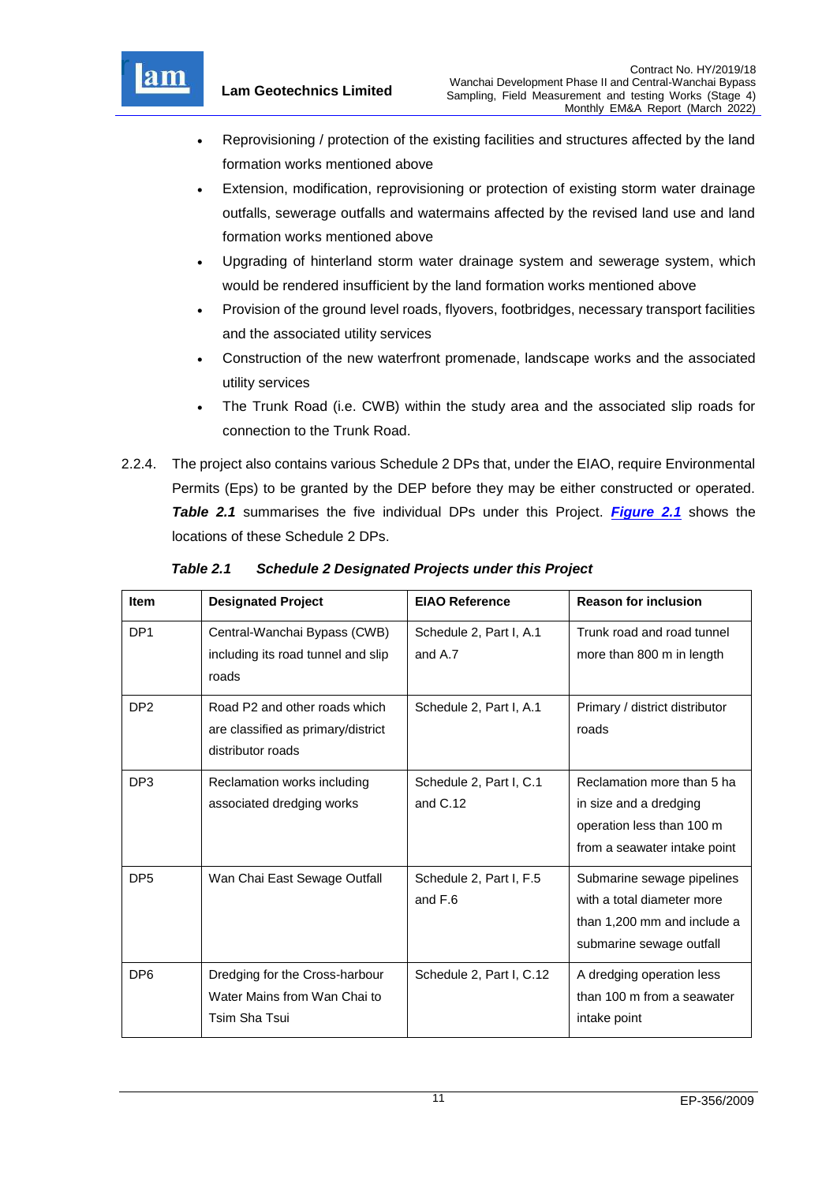- Reprovisioning / protection of the existing facilities and structures affected by the land formation works mentioned above
- Extension, modification, reprovisioning or protection of existing storm water drainage outfalls, sewerage outfalls and watermains affected by the revised land use and land formation works mentioned above
- Upgrading of hinterland storm water drainage system and sewerage system, which would be rendered insufficient by the land formation works mentioned above
- Provision of the ground level roads, flyovers, footbridges, necessary transport facilities and the associated utility services
- Construction of the new waterfront promenade, landscape works and the associated utility services
- The Trunk Road (i.e. CWB) within the study area and the associated slip roads for connection to the Trunk Road.

2.2.4. The project also contains various Schedule 2 DPs that, under the EIAO, require Environmental Permits (Eps) to be granted by the DEP before they may be either constructed or operated. ***Table 2.1*** summarises the five individual DPs under this Project. ***Figure 2.1*** shows the locations of these Schedule 2 DPs.

***Table 2.1 Schedule 2 Designated Projects under this Project***

| Item | Designated Project | EIAO Reference | Reason for inclusion |
|---|---|---|---|
| DP1 | Central-Wanchai Bypass (CWB) including its road tunnel and slip roads | Schedule 2, Part I, A.1 and A.7 | Trunk road and road tunnel more than 800 m in length |
| DP2 | Road P2 and other roads which are classified as primary/district distributor roads | Schedule 2, Part I, A.1 | Primary / district distributor roads |
| DP3 | Reclamation works including associated dredging works | Schedule 2, Part I, C.1 and C.12 | Reclamation more than 5 ha in size and a dredging operation less than 100 m from a seawater intake point |
| DP5 | Wan Chai East Sewage Outfall | Schedule 2, Part I, F.5 and F.6 | Submarine sewage pipelines with a total diameter more than 1,200 mm and include a submarine sewage outfall |
| DP6 | Dredging for the Cross-harbour Water Mains from Wan Chai to Tsim Sha Tsui | Schedule 2, Part I, C.12 | A dredging operation less than 100 m from a seawater intake point |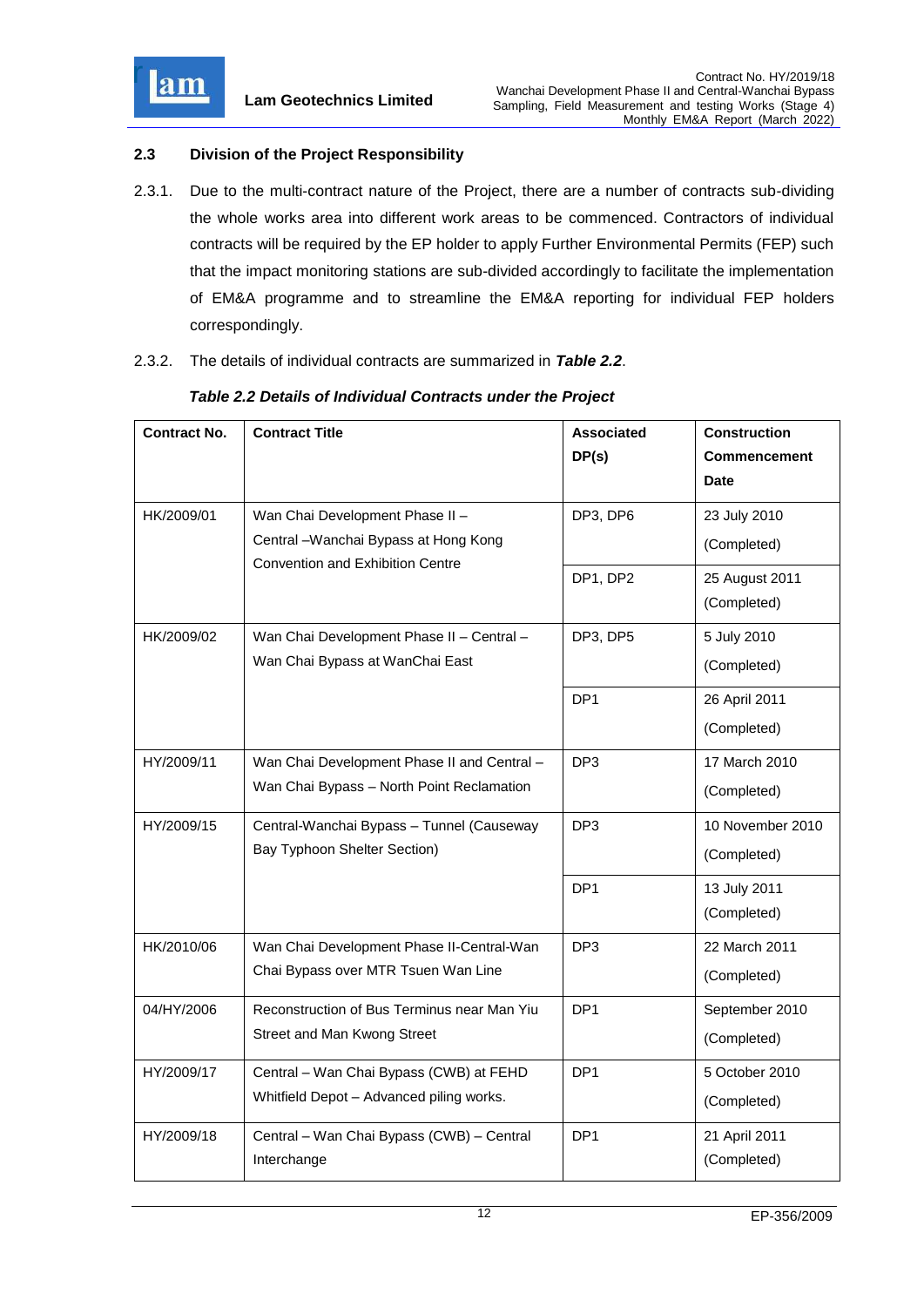### 2.3 Division of the Project Responsibility

2.3.1. Due to the multi-contract nature of the Project, there are a number of contracts sub-dividing the whole works area into different work areas to be commenced. Contractors of individual contracts will be required by the EP holder to apply Further Environmental Permits (FEP) such that the impact monitoring stations are sub-divided accordingly to facilitate the implementation of EM&A programme and to streamline the EM&A reporting for individual FEP holders correspondingly.

2.3.2. The details of individual contracts are summarized in ***Table 2.2***.

***Table 2.2 Details of Individual Contracts under the Project***

| Contract No. | Contract Title | Associated DP(s) | Construction Commencement Date |
|---|---|---|---|
| HK/2009/01 | Wan Chai Development Phase II – Central –Wanchai Bypass at Hong Kong Convention and Exhibition Centre | DP3, DP6 | 23 July 2010 (Completed) |
| | | DP1, DP2 | 25 August 2011 (Completed) |
| HK/2009/02 | Wan Chai Development Phase II – Central – Wan Chai Bypass at WanChai East | DP3, DP5 | 5 July 2010 (Completed) |
| | | DP1 | 26 April 2011 (Completed) |
| HY/2009/11 | Wan Chai Development Phase II and Central – Wan Chai Bypass – North Point Reclamation | DP3 | 17 March 2010 (Completed) |
| HY/2009/15 | Central-Wanchai Bypass – Tunnel (Causeway Bay Typhoon Shelter Section) | DP3 | 10 November 2010 (Completed) |
| | | DP1 | 13 July 2011 (Completed) |
| HK/2010/06 | Wan Chai Development Phase II-Central-Wan Chai Bypass over MTR Tsuen Wan Line | DP3 | 22 March 2011 (Completed) |
| 04/HY/2006 | Reconstruction of Bus Terminus near Man Yiu Street and Man Kwong Street | DP1 | September 2010 (Completed) |
| HY/2009/17 | Central – Wan Chai Bypass (CWB) at FEHD Whitfield Depot – Advanced piling works. | DP1 | 5 October 2010 (Completed) |
| HY/2009/18 | Central – Wan Chai Bypass (CWB) – Central Interchange | DP1 | 21 April 2011 (Completed) |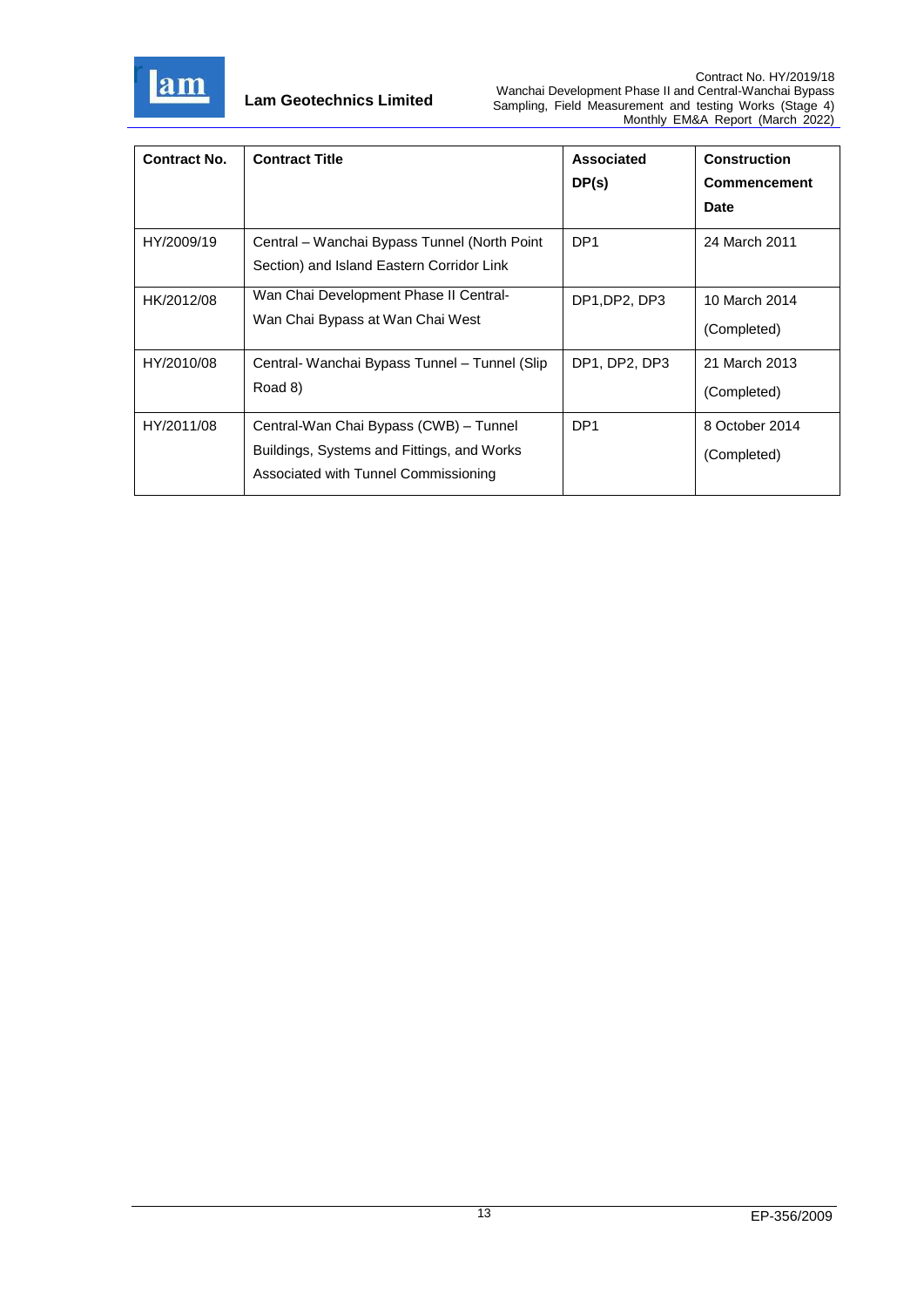| Contract No. | Contract Title | Associated DP(s) | Construction Commencement Date |
|---|---|---|---|
| HY/2009/19 | Central – Wanchai Bypass Tunnel (North Point Section) and Island Eastern Corridor Link | DP1 | 24 March 2011 |
| HK/2012/08 | Wan Chai Development Phase II Central-Wan Chai Bypass at Wan Chai West | DP1,DP2, DP3 | 10 March 2014 (Completed) |
| HY/2010/08 | Central- Wanchai Bypass Tunnel – Tunnel (Slip Road 8) | DP1, DP2, DP3 | 21 March 2013 (Completed) |
| HY/2011/08 | Central-Wan Chai Bypass (CWB) – Tunnel Buildings, Systems and Fittings, and Works Associated with Tunnel Commissioning | DP1 | 8 October 2014 (Completed) |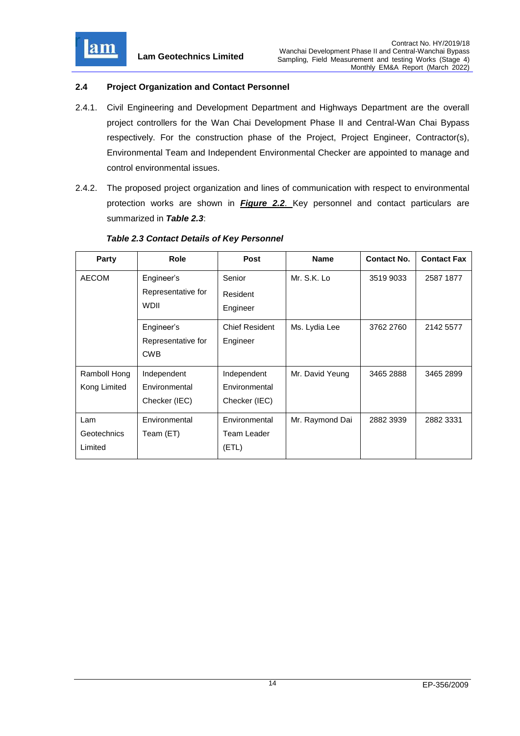## 2.4 Project Organization and Contact Personnel

2.4.1. Civil Engineering and Development Department and Highways Department are the overall project controllers for the Wan Chai Development Phase II and Central-Wan Chai Bypass respectively. For the construction phase of the Project, Project Engineer, Contractor(s), Environmental Team and Independent Environmental Checker are appointed to manage and control environmental issues.

2.4.2. The proposed project organization and lines of communication with respect to environmental protection works are shown in ***Figure 2.2***. Key personnel and contact particulars are summarized in ***Table 2.3***:

***Table 2.3 Contact Details of Key Personnel***

| Party | Role | Post | Name | Contact No. | Contact Fax |
|---|---|---|---|---|---|
| AECOM | Engineer's Representative for WDII | Senior Resident Engineer | Mr. S.K. Lo | 3519 9033 | 2587 1877 |
| | Engineer's Representative for CWB | Chief Resident Engineer | Ms. Lydia Lee | 3762 2760 | 2142 5577 |
| Ramboll Hong Kong Limited | Independent Environmental Checker (IEC) | Independent Environmental Checker (IEC) | Mr. David Yeung | 3465 2888 | 3465 2899 |
| Lam Geotechnics Limited | Environmental Team (ET) | Environmental Team Leader (ETL) | Mr. Raymond Dai | 2882 3939 | 2882 3331 |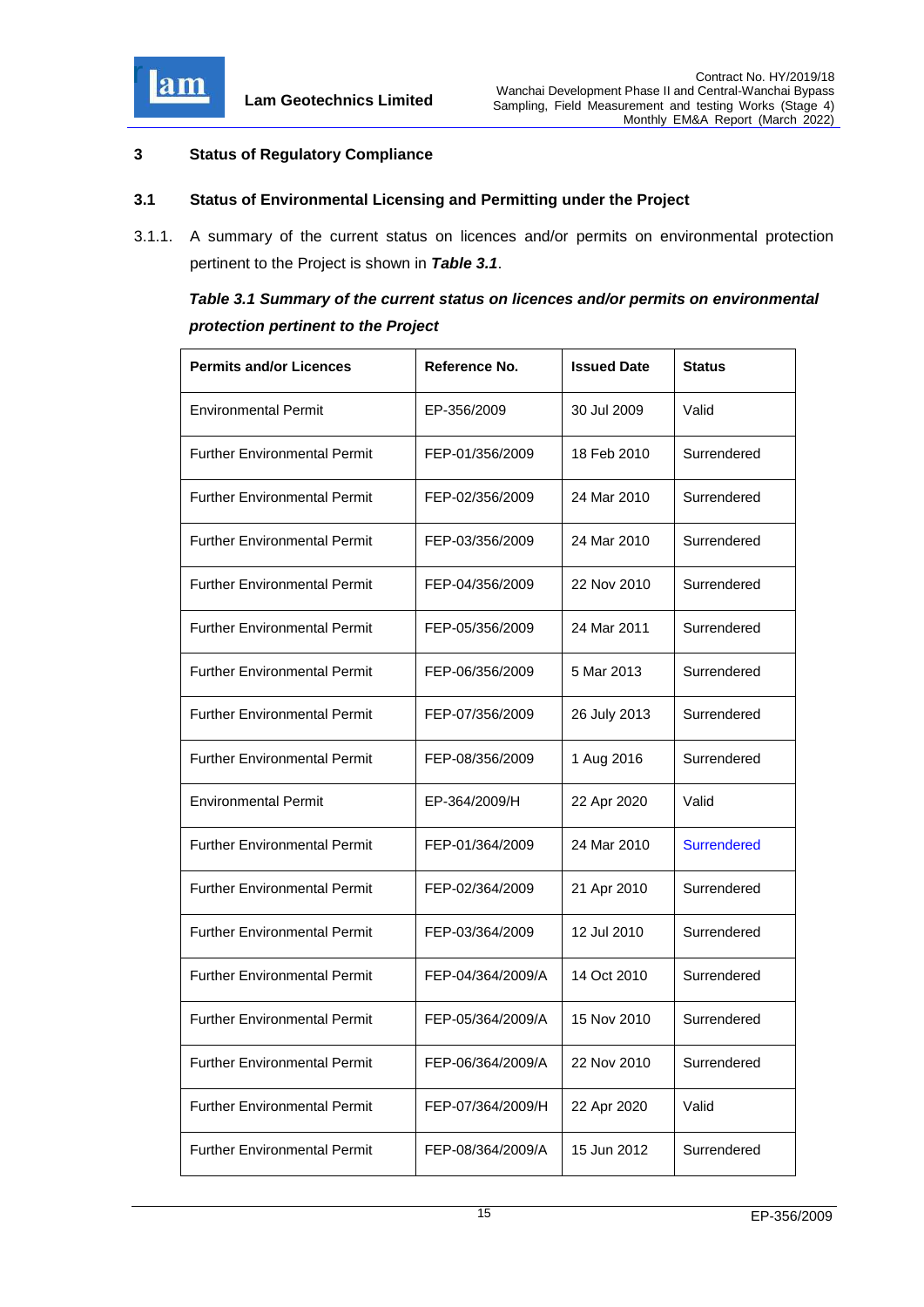## 3 Status of Regulatory Compliance

### 3.1 Status of Environmental Licensing and Permitting under the Project

3.1.1. A summary of the current status on licences and/or permits on environmental protection pertinent to the Project is shown in ***Table 3.1***.

***Table 3.1 Summary of the current status on licences and/or permits on environmental protection pertinent to the Project***

| Permits and/or Licences | Reference No. | Issued Date | Status |
|---|---|---|---|
| Environmental Permit | EP-356/2009 | 30 Jul 2009 | Valid |
| Further Environmental Permit | FEP-01/356/2009 | 18 Feb 2010 | Surrendered |
| Further Environmental Permit | FEP-02/356/2009 | 24 Mar 2010 | Surrendered |
| Further Environmental Permit | FEP-03/356/2009 | 24 Mar 2010 | Surrendered |
| Further Environmental Permit | FEP-04/356/2009 | 22 Nov 2010 | Surrendered |
| Further Environmental Permit | FEP-05/356/2009 | 24 Mar 2011 | Surrendered |
| Further Environmental Permit | FEP-06/356/2009 | 5 Mar 2013 | Surrendered |
| Further Environmental Permit | FEP-07/356/2009 | 26 July 2013 | Surrendered |
| Further Environmental Permit | FEP-08/356/2009 | 1 Aug 2016 | Surrendered |
| Environmental Permit | EP-364/2009/H | 22 Apr 2020 | Valid |
| Further Environmental Permit | FEP-01/364/2009 | 24 Mar 2010 | Surrendered |
| Further Environmental Permit | FEP-02/364/2009 | 21 Apr 2010 | Surrendered |
| Further Environmental Permit | FEP-03/364/2009 | 12 Jul 2010 | Surrendered |
| Further Environmental Permit | FEP-04/364/2009/A | 14 Oct 2010 | Surrendered |
| Further Environmental Permit | FEP-05/364/2009/A | 15 Nov 2010 | Surrendered |
| Further Environmental Permit | FEP-06/364/2009/A | 22 Nov 2010 | Surrendered |
| Further Environmental Permit | FEP-07/364/2009/H | 22 Apr 2020 | Valid |
| Further Environmental Permit | FEP-08/364/2009/A | 15 Jun 2012 | Surrendered |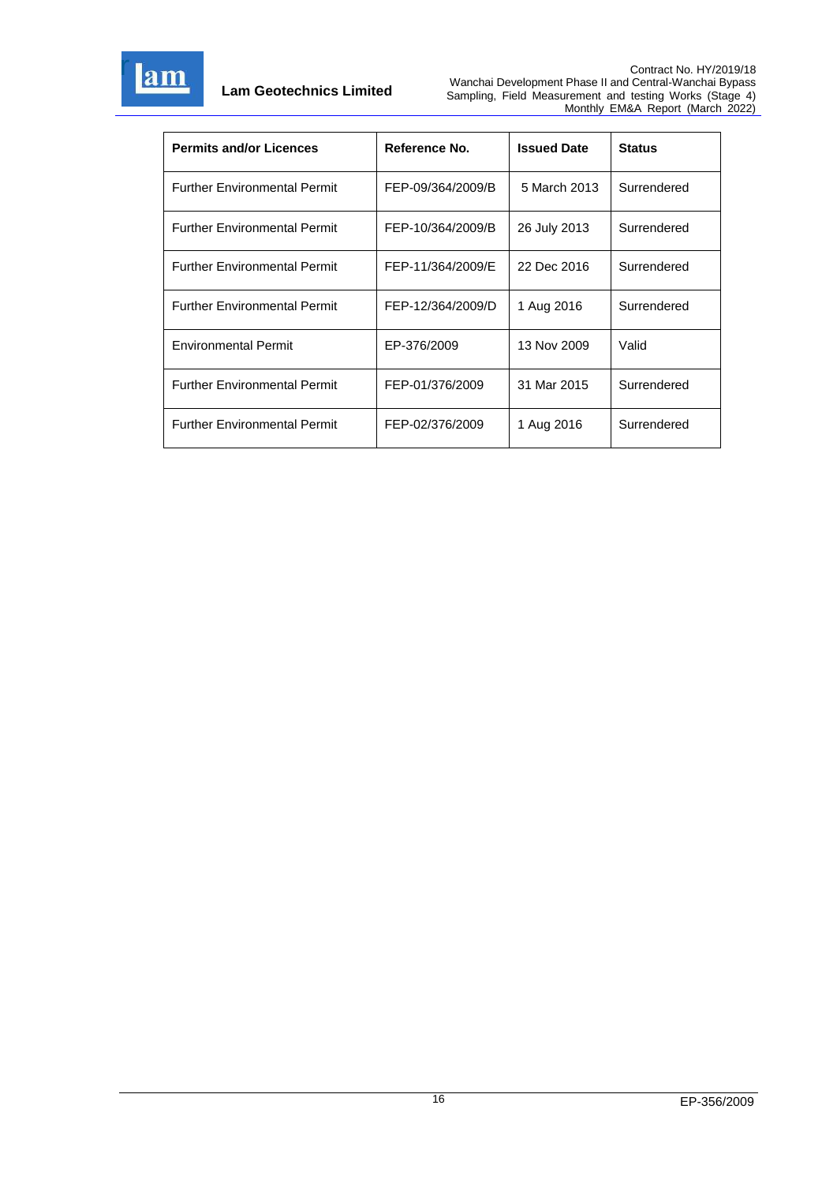| Permits and/or Licences | Reference No. | Issued Date | Status |
|---|---|---|---|
| Further Environmental Permit | FEP-09/364/2009/B | 5 March 2013 | Surrendered |
| Further Environmental Permit | FEP-10/364/2009/B | 26 July 2013 | Surrendered |
| Further Environmental Permit | FEP-11/364/2009/E | 22 Dec 2016 | Surrendered |
| Further Environmental Permit | FEP-12/364/2009/D | 1 Aug 2016 | Surrendered |
| Environmental Permit | EP-376/2009 | 13 Nov 2009 | Valid |
| Further Environmental Permit | FEP-01/376/2009 | 31 Mar 2015 | Surrendered |
| Further Environmental Permit | FEP-02/376/2009 | 1 Aug 2016 | Surrendered |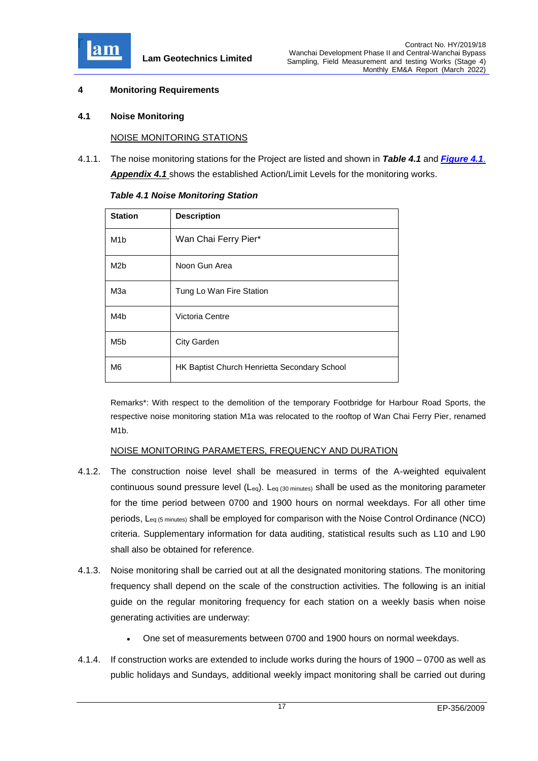## 4 Monitoring Requirements

### 4.1 Noise Monitoring

NOISE MONITORING STATIONS

4.1.1. The noise monitoring stations for the Project are listed and shown in ***Table 4.1*** and ***Figure 4.1***. ***Appendix 4.1*** shows the established Action/Limit Levels for the monitoring works.

***Table 4.1 Noise Monitoring Station***

| Station | Description |
|---|---|
| M1b | Wan Chai Ferry Pier* |
| M2b | Noon Gun Area |
| M3a | Tung Lo Wan Fire Station |
| M4b | Victoria Centre |
| M5b | City Garden |
| M6 | HK Baptist Church Henrietta Secondary School |

Remarks*: With respect to the demolition of the temporary Footbridge for Harbour Road Sports, the respective noise monitoring station M1a was relocated to the rooftop of Wan Chai Ferry Pier, renamed M1b.

NOISE MONITORING PARAMETERS, FREQUENCY AND DURATION

4.1.2. The construction noise level shall be measured in terms of the A-weighted equivalent continuous sound pressure level ($L_{eq}$). $L_{eq\ (30\ minutes)}$ shall be used as the monitoring parameter for the time period between 0700 and 1900 hours on normal weekdays. For all other time periods, $L_{eq\ (5\ minutes)}$ shall be employed for comparison with the Noise Control Ordinance (NCO) criteria. Supplementary information for data auditing, statistical results such as L10 and L90 shall also be obtained for reference.

4.1.3. Noise monitoring shall be carried out at all the designated monitoring stations. The monitoring frequency shall depend on the scale of the construction activities. The following is an initial guide on the regular monitoring frequency for each station on a weekly basis when noise generating activities are underway:

- One set of measurements between 0700 and 1900 hours on normal weekdays.

4.1.4. If construction works are extended to include works during the hours of 1900 – 0700 as well as public holidays and Sundays, additional weekly impact monitoring shall be carried out during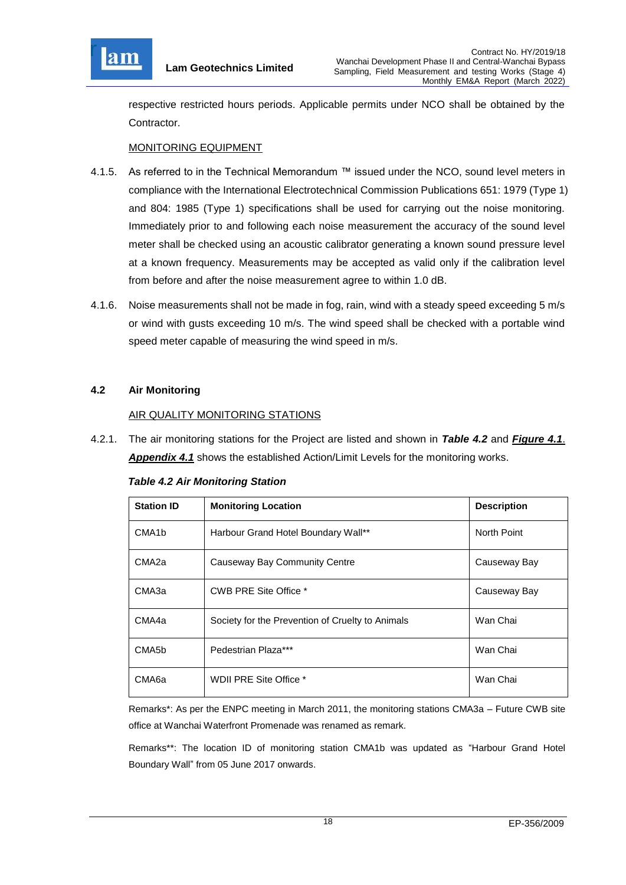respective restricted hours periods. Applicable permits under NCO shall be obtained by the Contractor.

MONITORING EQUIPMENT

4.1.5. As referred to in the Technical Memorandum ™ issued under the NCO, sound level meters in compliance with the International Electrotechnical Commission Publications 651: 1979 (Type 1) and 804: 1985 (Type 1) specifications shall be used for carrying out the noise monitoring. Immediately prior to and following each noise measurement the accuracy of the sound level meter shall be checked using an acoustic calibrator generating a known sound pressure level at a known frequency. Measurements may be accepted as valid only if the calibration level from before and after the noise measurement agree to within 1.0 dB.

4.1.6. Noise measurements shall not be made in fog, rain, wind with a steady speed exceeding 5 m/s or wind with gusts exceeding 10 m/s. The wind speed shall be checked with a portable wind speed meter capable of measuring the wind speed in m/s.

## 4.2 Air Monitoring

AIR QUALITY MONITORING STATIONS

4.2.1. The air monitoring stations for the Project are listed and shown in ***Table 4.2*** and ***Figure 4.1***. ***Appendix 4.1*** shows the established Action/Limit Levels for the monitoring works.

***Table 4.2 Air Monitoring Station***

| Station ID | Monitoring Location | Description |
|---|---|---|
| CMA1b | Harbour Grand Hotel Boundary Wall** | North Point |
| CMA2a | Causeway Bay Community Centre | Causeway Bay |
| CMA3a | CWB PRE Site Office * | Causeway Bay |
| CMA4a | Society for the Prevention of Cruelty to Animals | Wan Chai |
| CMA5b | Pedestrian Plaza*** | Wan Chai |
| CMA6a | WDII PRE Site Office * | Wan Chai |

Remarks*: As per the ENPC meeting in March 2011, the monitoring stations CMA3a – Future CWB site office at Wanchai Waterfront Promenade was renamed as remark.

Remarks**: The location ID of monitoring station CMA1b was updated as "Harbour Grand Hotel Boundary Wall" from 05 June 2017 onwards.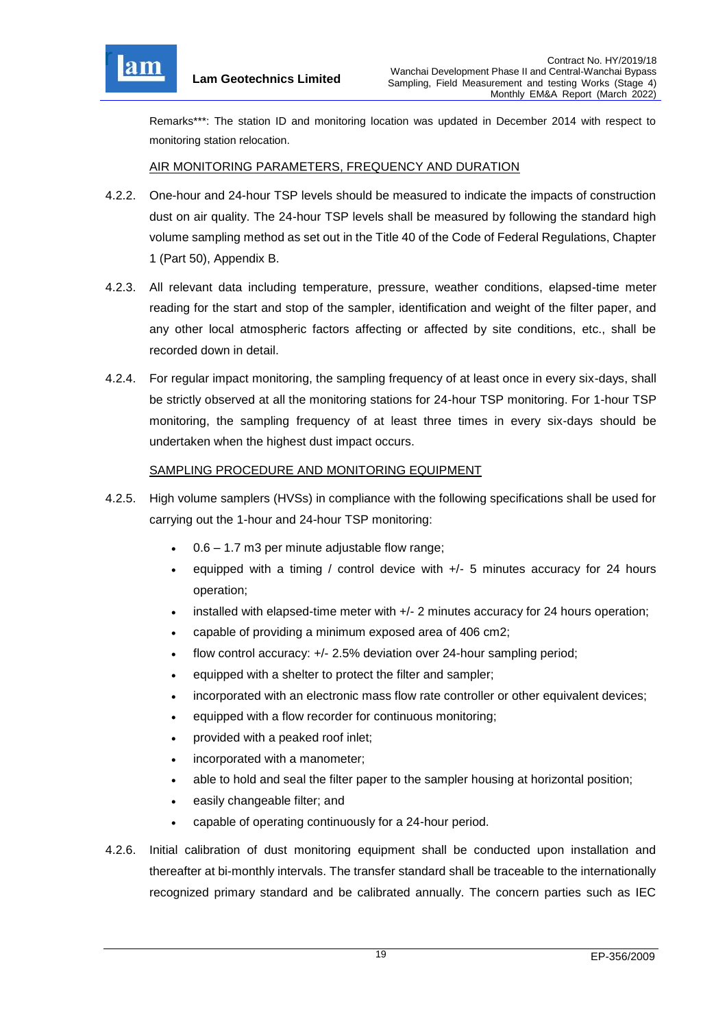Remarks***: The station ID and monitoring location was updated in December 2014 with respect to monitoring station relocation.

AIR MONITORING PARAMETERS, FREQUENCY AND DURATION

4.2.2. One-hour and 24-hour TSP levels should be measured to indicate the impacts of construction dust on air quality. The 24-hour TSP levels shall be measured by following the standard high volume sampling method as set out in the Title 40 of the Code of Federal Regulations, Chapter 1 (Part 50), Appendix B.

4.2.3. All relevant data including temperature, pressure, weather conditions, elapsed-time meter reading for the start and stop of the sampler, identification and weight of the filter paper, and any other local atmospheric factors affecting or affected by site conditions, etc., shall be recorded down in detail.

4.2.4. For regular impact monitoring, the sampling frequency of at least once in every six-days, shall be strictly observed at all the monitoring stations for 24-hour TSP monitoring. For 1-hour TSP monitoring, the sampling frequency of at least three times in every six-days should be undertaken when the highest dust impact occurs.

SAMPLING PROCEDURE AND MONITORING EQUIPMENT

4.2.5. High volume samplers (HVSs) in compliance with the following specifications shall be used for carrying out the 1-hour and 24-hour TSP monitoring:

- 0.6 – 1.7 m3 per minute adjustable flow range;
- equipped with a timing / control device with +/- 5 minutes accuracy for 24 hours operation;
- installed with elapsed-time meter with +/- 2 minutes accuracy for 24 hours operation;
- capable of providing a minimum exposed area of 406 cm2;
- flow control accuracy: +/- 2.5% deviation over 24-hour sampling period;
- equipped with a shelter to protect the filter and sampler;
- incorporated with an electronic mass flow rate controller or other equivalent devices;
- equipped with a flow recorder for continuous monitoring;
- provided with a peaked roof inlet;
- incorporated with a manometer;
- able to hold and seal the filter paper to the sampler housing at horizontal position;
- easily changeable filter; and
- capable of operating continuously for a 24-hour period.

4.2.6. Initial calibration of dust monitoring equipment shall be conducted upon installation and thereafter at bi-monthly intervals. The transfer standard shall be traceable to the internationally recognized primary standard and be calibrated annually. The concern parties such as IEC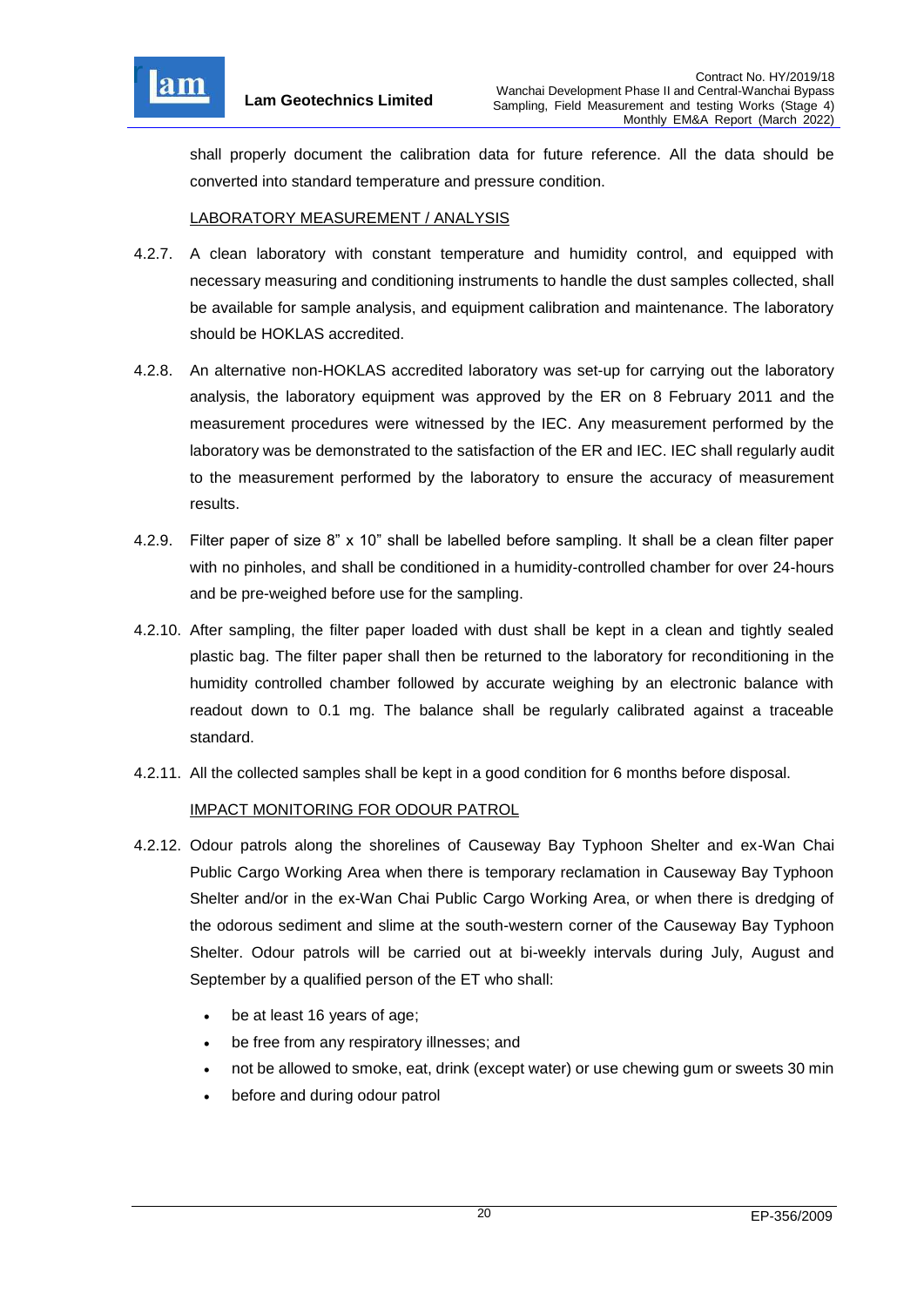shall properly document the calibration data for future reference. All the data should be converted into standard temperature and pressure condition.

LABORATORY MEASUREMENT / ANALYSIS

4.2.7. A clean laboratory with constant temperature and humidity control, and equipped with necessary measuring and conditioning instruments to handle the dust samples collected, shall be available for sample analysis, and equipment calibration and maintenance. The laboratory should be HOKLAS accredited.

4.2.8. An alternative non-HOKLAS accredited laboratory was set-up for carrying out the laboratory analysis, the laboratory equipment was approved by the ER on 8 February 2011 and the measurement procedures were witnessed by the IEC. Any measurement performed by the laboratory was be demonstrated to the satisfaction of the ER and IEC. IEC shall regularly audit to the measurement performed by the laboratory to ensure the accuracy of measurement results.

4.2.9. Filter paper of size 8" x 10" shall be labelled before sampling. It shall be a clean filter paper with no pinholes, and shall be conditioned in a humidity-controlled chamber for over 24-hours and be pre-weighed before use for the sampling.

4.2.10. After sampling, the filter paper loaded with dust shall be kept in a clean and tightly sealed plastic bag. The filter paper shall then be returned to the laboratory for reconditioning in the humidity controlled chamber followed by accurate weighing by an electronic balance with readout down to 0.1 mg. The balance shall be regularly calibrated against a traceable standard.

4.2.11. All the collected samples shall be kept in a good condition for 6 months before disposal.

IMPACT MONITORING FOR ODOUR PATROL

4.2.12. Odour patrols along the shorelines of Causeway Bay Typhoon Shelter and ex-Wan Chai Public Cargo Working Area when there is temporary reclamation in Causeway Bay Typhoon Shelter and/or in the ex-Wan Chai Public Cargo Working Area, or when there is dredging of the odorous sediment and slime at the south-western corner of the Causeway Bay Typhoon Shelter. Odour patrols will be carried out at bi-weekly intervals during July, August and September by a qualified person of the ET who shall:

- be at least 16 years of age;
- be free from any respiratory illnesses; and
- not be allowed to smoke, eat, drink (except water) or use chewing gum or sweets 30 min
- before and during odour patrol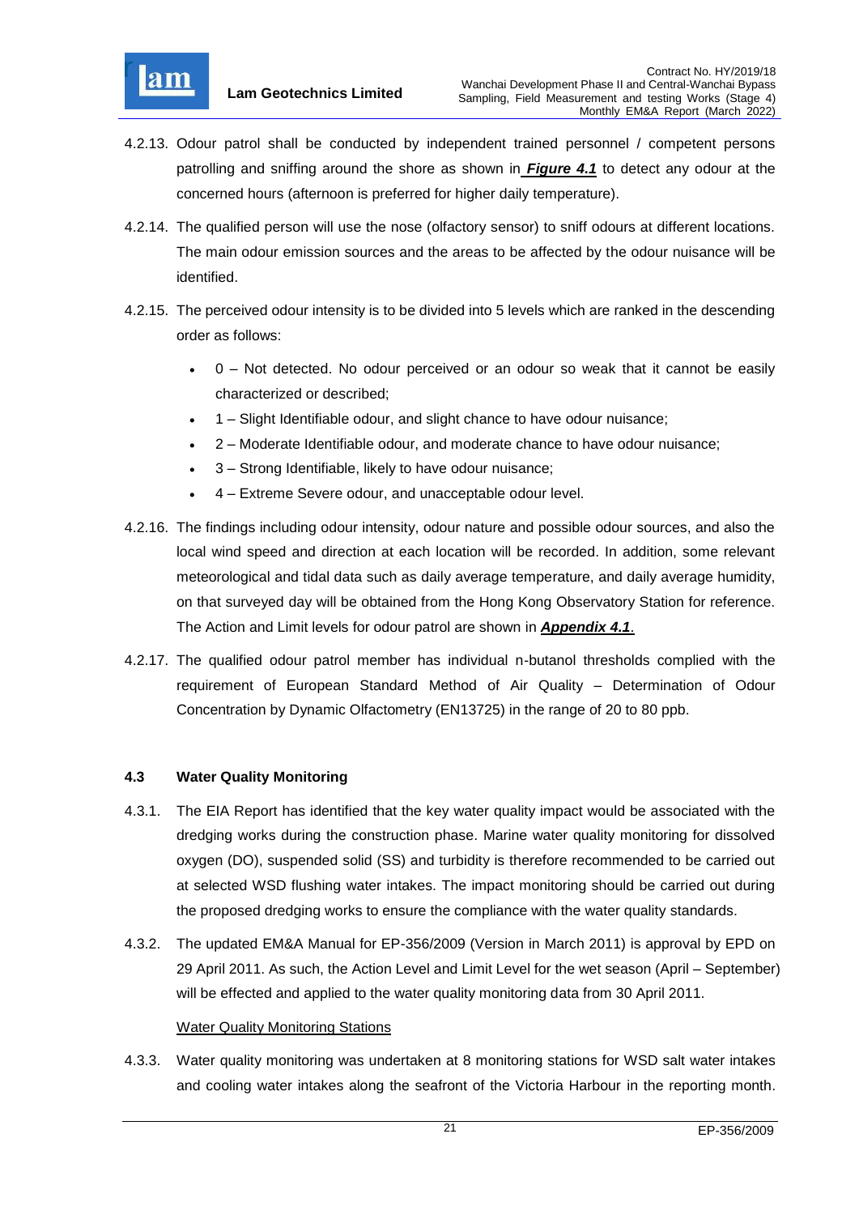4.2.13. Odour patrol shall be conducted by independent trained personnel / competent persons patrolling and sniffing around the shore as shown in ***Figure 4.1*** to detect any odour at the concerned hours (afternoon is preferred for higher daily temperature).

4.2.14. The qualified person will use the nose (olfactory sensor) to sniff odours at different locations. The main odour emission sources and the areas to be affected by the odour nuisance will be identified.

4.2.15. The perceived odour intensity is to be divided into 5 levels which are ranked in the descending order as follows:

- 0 – Not detected. No odour perceived or an odour so weak that it cannot be easily characterized or described;
- 1 – Slight Identifiable odour, and slight chance to have odour nuisance;
- 2 – Moderate Identifiable odour, and moderate chance to have odour nuisance;
- 3 – Strong Identifiable, likely to have odour nuisance;
- 4 – Extreme Severe odour, and unacceptable odour level.

4.2.16. The findings including odour intensity, odour nature and possible odour sources, and also the local wind speed and direction at each location will be recorded. In addition, some relevant meteorological and tidal data such as daily average temperature, and daily average humidity, on that surveyed day will be obtained from the Hong Kong Observatory Station for reference. The Action and Limit levels for odour patrol are shown in ***Appendix 4.1***.

4.2.17. The qualified odour patrol member has individual n-butanol thresholds complied with the requirement of European Standard Method of Air Quality – Determination of Odour Concentration by Dynamic Olfactometry (EN13725) in the range of 20 to 80 ppb.

### 4.3 Water Quality Monitoring

4.3.1. The EIA Report has identified that the key water quality impact would be associated with the dredging works during the construction phase. Marine water quality monitoring for dissolved oxygen (DO), suspended solid (SS) and turbidity is therefore recommended to be carried out at selected WSD flushing water intakes. The impact monitoring should be carried out during the proposed dredging works to ensure the compliance with the water quality standards.

4.3.2. The updated EM&A Manual for EP-356/2009 (Version in March 2011) is approval by EPD on 29 April 2011. As such, the Action Level and Limit Level for the wet season (April – September) will be effected and applied to the water quality monitoring data from 30 April 2011.

Water Quality Monitoring Stations

4.3.3. Water quality monitoring was undertaken at 8 monitoring stations for WSD salt water intakes and cooling water intakes along the seafront of the Victoria Harbour in the reporting month.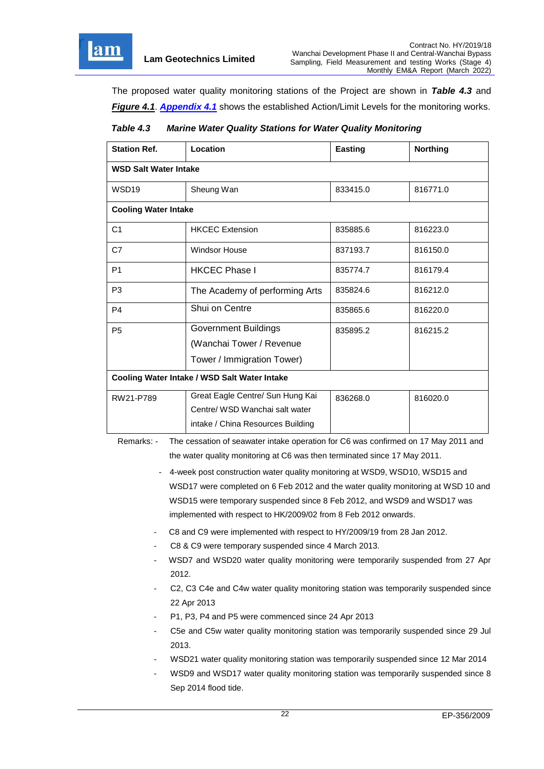The proposed water quality monitoring stations of the Project are shown in ***Table 4.3*** and ***Figure 4.1***. ***Appendix 4.1*** shows the established Action/Limit Levels for the monitoring works.

***Table 4.3 Marine Water Quality Stations for Water Quality Monitoring***

| Station Ref. | Location | Easting | Northing |
|---|---|---|---|
| **WSD Salt Water Intake** | | | |
| WSD19 | Sheung Wan | 833415.0 | 816771.0 |
| **Cooling Water Intake** | | | |
| C1 | HKCEC Extension | 835885.6 | 816223.0 |
| C7 | Windsor House | 837193.7 | 816150.0 |
| P1 | HKCEC Phase I | 835774.7 | 816179.4 |
| P3 | The Academy of performing Arts | 835824.6 | 816212.0 |
| P4 | Shui on Centre | 835865.6 | 816220.0 |
| P5 | Government Buildings (Wanchai Tower / Revenue Tower / Immigration Tower) | 835895.2 | 816215.2 |
| **Cooling Water Intake / WSD Salt Water Intake** | | | |
| RW21-P789 | Great Eagle Centre/ Sun Hung Kai Centre/ WSD Wanchai salt water intake / China Resources Building | 836268.0 | 816020.0 |

Remarks:
- The cessation of seawater intake operation for C6 was confirmed on 17 May 2011 and the water quality monitoring at C6 was then terminated since 17 May 2011.
- 4-week post construction water quality monitoring at WSD9, WSD10, WSD15 and WSD17 were completed on 6 Feb 2012 and the water quality monitoring at WSD 10 and WSD15 were temporary suspended since 8 Feb 2012, and WSD9 and WSD17 was implemented with respect to HK/2009/02 from 8 Feb 2012 onwards.
- C8 and C9 were implemented with respect to HY/2009/19 from 28 Jan 2012.
- C8 & C9 were temporary suspended since 4 March 2013.
- WSD7 and WSD20 water quality monitoring were temporarily suspended from 27 Apr 2012.
- C2, C3 C4e and C4w water quality monitoring station was temporarily suspended since 22 Apr 2013
- P1, P3, P4 and P5 were commenced since 24 Apr 2013
- C5e and C5w water quality monitoring station was temporarily suspended since 29 Jul 2013.
- WSD21 water quality monitoring station was temporarily suspended since 12 Mar 2014
- WSD9 and WSD17 water quality monitoring station was temporarily suspended since 8 Sep 2014 flood tide.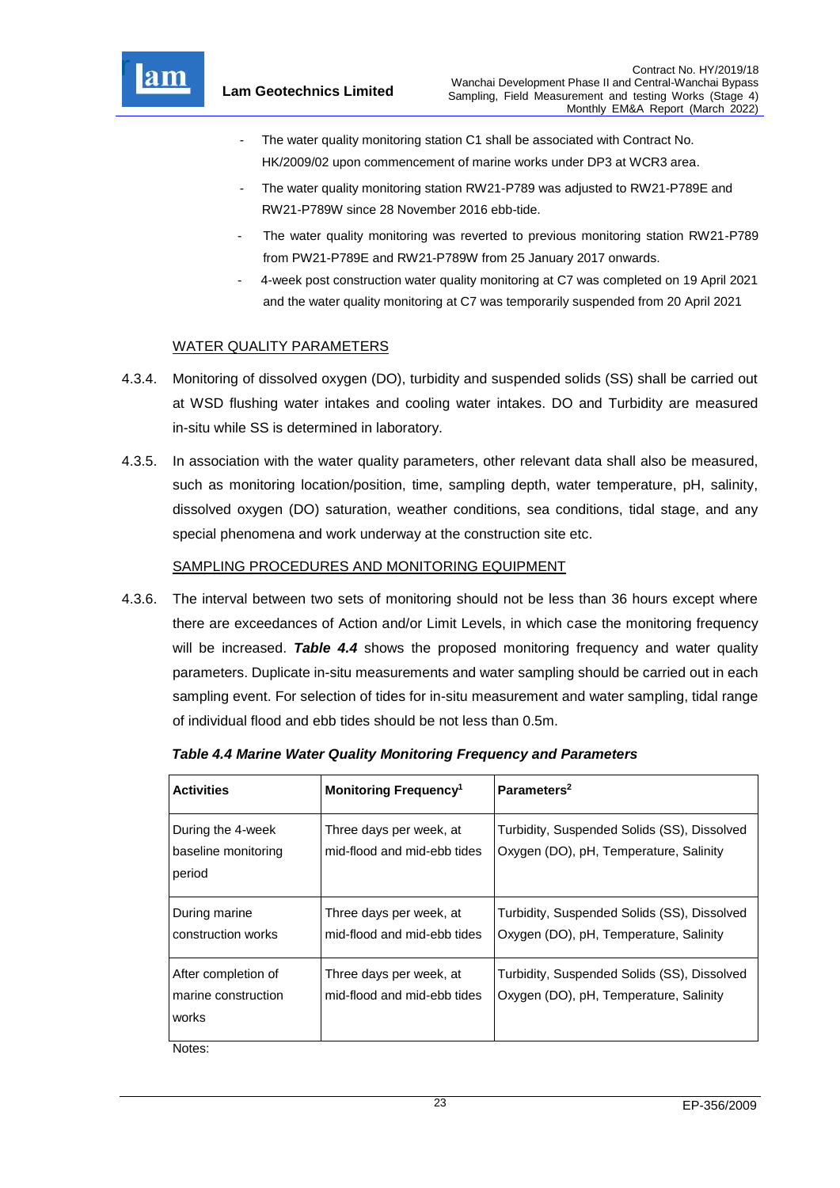- The water quality monitoring station C1 shall be associated with Contract No. HK/2009/02 upon commencement of marine works under DP3 at WCR3 area.
- The water quality monitoring station RW21-P789 was adjusted to RW21-P789E and RW21-P789W since 28 November 2016 ebb-tide.
- The water quality monitoring was reverted to previous monitoring station RW21-P789 from PW21-P789E and RW21-P789W from 25 January 2017 onwards.
- 4-week post construction water quality monitoring at C7 was completed on 19 April 2021 and the water quality monitoring at C7 was temporarily suspended from 20 April 2021

WATER QUALITY PARAMETERS

4.3.4. Monitoring of dissolved oxygen (DO), turbidity and suspended solids (SS) shall be carried out at WSD flushing water intakes and cooling water intakes. DO and Turbidity are measured in-situ while SS is determined in laboratory.

4.3.5. In association with the water quality parameters, other relevant data shall also be measured, such as monitoring location/position, time, sampling depth, water temperature, pH, salinity, dissolved oxygen (DO) saturation, weather conditions, sea conditions, tidal stage, and any special phenomena and work underway at the construction site etc.

SAMPLING PROCEDURES AND MONITORING EQUIPMENT

4.3.6. The interval between two sets of monitoring should not be less than 36 hours except where there are exceedances of Action and/or Limit Levels, in which case the monitoring frequency will be increased. ***Table 4.4*** shows the proposed monitoring frequency and water quality parameters. Duplicate in-situ measurements and water sampling should be carried out in each sampling event. For selection of tides for in-situ measurement and water sampling, tidal range of individual flood and ebb tides should be not less than 0.5m.

***Table 4.4 Marine Water Quality Monitoring Frequency and Parameters***

| **Activities** | **Monitoring Frequency[1]** | **Parameters[2]** |
|---|---|---|
| During the 4-week baseline monitoring period | Three days per week, at mid-flood and mid-ebb tides | Turbidity, Suspended Solids (SS), Dissolved Oxygen (DO), pH, Temperature, Salinity |
| During marine construction works | Three days per week, at mid-flood and mid-ebb tides | Turbidity, Suspended Solids (SS), Dissolved Oxygen (DO), pH, Temperature, Salinity |
| After completion of marine construction works | Three days per week, at mid-flood and mid-ebb tides | Turbidity, Suspended Solids (SS), Dissolved Oxygen (DO), pH, Temperature, Salinity |

Notes: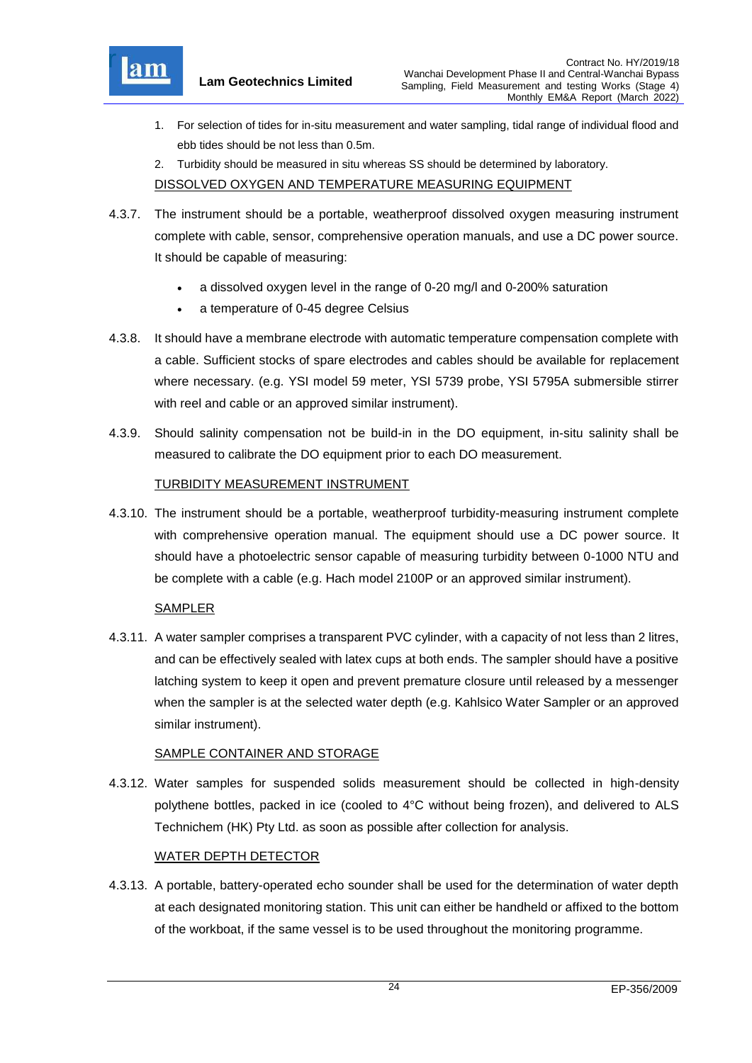1. For selection of tides for in-situ measurement and water sampling, tidal range of individual flood and ebb tides should be not less than 0.5m.
2. Turbidity should be measured in situ whereas SS should be determined by laboratory.

DISSOLVED OXYGEN AND TEMPERATURE MEASURING EQUIPMENT

4.3.7. The instrument should be a portable, weatherproof dissolved oxygen measuring instrument complete with cable, sensor, comprehensive operation manuals, and use a DC power source. It should be capable of measuring:

- a dissolved oxygen level in the range of 0-20 mg/l and 0-200% saturation
- a temperature of 0-45 degree Celsius

4.3.8. It should have a membrane electrode with automatic temperature compensation complete with a cable. Sufficient stocks of spare electrodes and cables should be available for replacement where necessary. (e.g. YSI model 59 meter, YSI 5739 probe, YSI 5795A submersible stirrer with reel and cable or an approved similar instrument).

4.3.9. Should salinity compensation not be build-in in the DO equipment, in-situ salinity shall be measured to calibrate the DO equipment prior to each DO measurement.

TURBIDITY MEASUREMENT INSTRUMENT

4.3.10. The instrument should be a portable, weatherproof turbidity-measuring instrument complete with comprehensive operation manual. The equipment should use a DC power source. It should have a photoelectric sensor capable of measuring turbidity between 0-1000 NTU and be complete with a cable (e.g. Hach model 2100P or an approved similar instrument).

SAMPLER

4.3.11. A water sampler comprises a transparent PVC cylinder, with a capacity of not less than 2 litres, and can be effectively sealed with latex cups at both ends. The sampler should have a positive latching system to keep it open and prevent premature closure until released by a messenger when the sampler is at the selected water depth (e.g. Kahlsico Water Sampler or an approved similar instrument).

SAMPLE CONTAINER AND STORAGE

4.3.12. Water samples for suspended solids measurement should be collected in high-density polythene bottles, packed in ice (cooled to 4°C without being frozen), and delivered to ALS Technichem (HK) Pty Ltd. as soon as possible after collection for analysis.

WATER DEPTH DETECTOR

4.3.13. A portable, battery-operated echo sounder shall be used for the determination of water depth at each designated monitoring station. This unit can either be handheld or affixed to the bottom of the workboat, if the same vessel is to be used throughout the monitoring programme.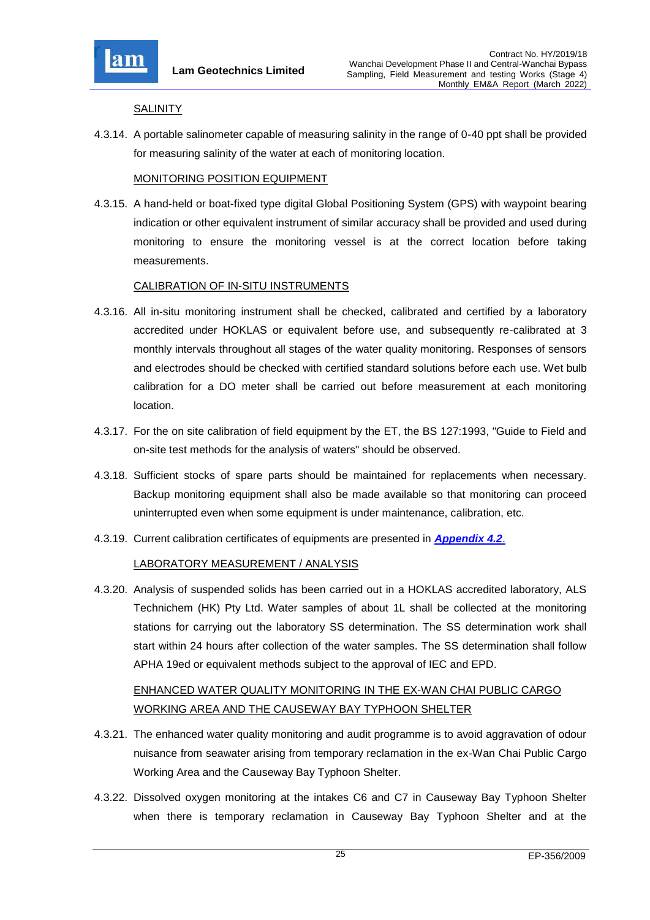SALINITY

4.3.14. A portable salinometer capable of measuring salinity in the range of 0-40 ppt shall be provided for measuring salinity of the water at each of monitoring location.

MONITORING POSITION EQUIPMENT

4.3.15. A hand-held or boat-fixed type digital Global Positioning System (GPS) with waypoint bearing indication or other equivalent instrument of similar accuracy shall be provided and used during monitoring to ensure the monitoring vessel is at the correct location before taking measurements.

CALIBRATION OF IN-SITU INSTRUMENTS

4.3.16. All in-situ monitoring instrument shall be checked, calibrated and certified by a laboratory accredited under HOKLAS or equivalent before use, and subsequently re-calibrated at 3 monthly intervals throughout all stages of the water quality monitoring. Responses of sensors and electrodes should be checked with certified standard solutions before each use. Wet bulb calibration for a DO meter shall be carried out before measurement at each monitoring location.

4.3.17. For the on site calibration of field equipment by the ET, the BS 127:1993, "Guide to Field and on-site test methods for the analysis of waters" should be observed.

4.3.18. Sufficient stocks of spare parts should be maintained for replacements when necessary. Backup monitoring equipment shall also be made available so that monitoring can proceed uninterrupted even when some equipment is under maintenance, calibration, etc.

4.3.19. Current calibration certificates of equipments are presented in ***Appendix 4.2***.

LABORATORY MEASUREMENT / ANALYSIS

4.3.20. Analysis of suspended solids has been carried out in a HOKLAS accredited laboratory, ALS Technichem (HK) Pty Ltd. Water samples of about 1L shall be collected at the monitoring stations for carrying out the laboratory SS determination. The SS determination work shall start within 24 hours after collection of the water samples. The SS determination shall follow APHA 19ed or equivalent methods subject to the approval of IEC and EPD.

ENHANCED WATER QUALITY MONITORING IN THE EX-WAN CHAI PUBLIC CARGO WORKING AREA AND THE CAUSEWAY BAY TYPHOON SHELTER

4.3.21. The enhanced water quality monitoring and audit programme is to avoid aggravation of odour nuisance from seawater arising from temporary reclamation in the ex-Wan Chai Public Cargo Working Area and the Causeway Bay Typhoon Shelter.

4.3.22. Dissolved oxygen monitoring at the intakes C6 and C7 in Causeway Bay Typhoon Shelter when there is temporary reclamation in Causeway Bay Typhoon Shelter and at the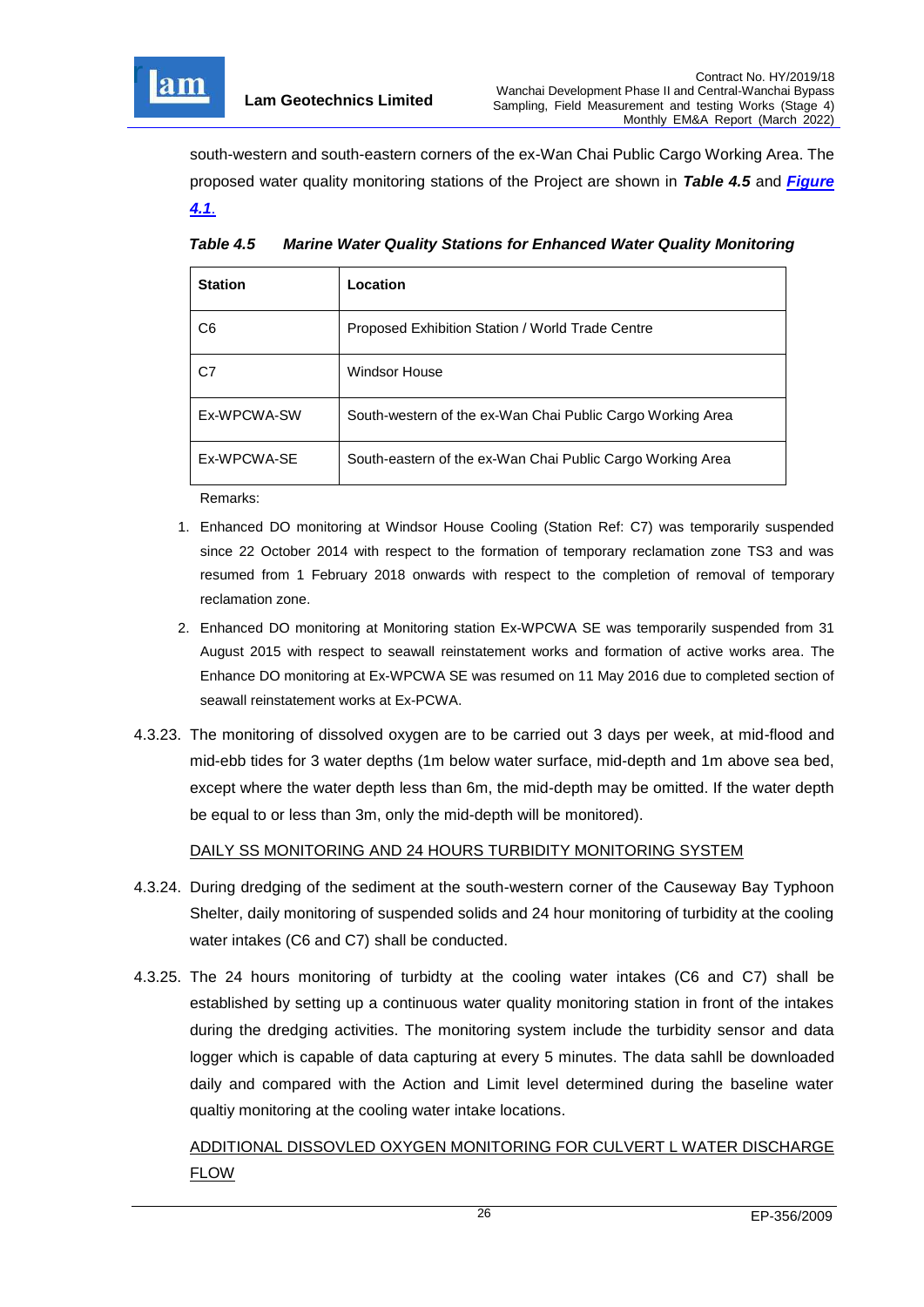south-western and south-eastern corners of the ex-Wan Chai Public Cargo Working Area. The proposed water quality monitoring stations of the Project are shown in ***Table 4.5*** and [***Figure 4.1***].

***Table 4.5 Marine Water Quality Stations for Enhanced Water Quality Monitoring***

| Station | Location |
|---|---|
| C6 | Proposed Exhibition Station / World Trade Centre |
| C7 | Windsor House |
| Ex-WPCWA-SW | South-western of the ex-Wan Chai Public Cargo Working Area |
| Ex-WPCWA-SE | South-eastern of the ex-Wan Chai Public Cargo Working Area |

Remarks:

1. Enhanced DO monitoring at Windsor House Cooling (Station Ref: C7) was temporarily suspended since 22 October 2014 with respect to the formation of temporary reclamation zone TS3 and was resumed from 1 February 2018 onwards with respect to the completion of removal of temporary reclamation zone.
2. Enhanced DO monitoring at Monitoring station Ex-WPCWA SE was temporarily suspended from 31 August 2015 with respect to seawall reinstatement works and formation of active works area. The Enhance DO monitoring at Ex-WPCWA SE was resumed on 11 May 2016 due to completed section of seawall reinstatement works at Ex-PCWA.

4.3.23. The monitoring of dissolved oxygen are to be carried out 3 days per week, at mid-flood and mid-ebb tides for 3 water depths (1m below water surface, mid-depth and 1m above sea bed, except where the water depth less than 6m, the mid-depth may be omitted. If the water depth be equal to or less than 3m, only the mid-depth will be monitored).

<u>DAILY SS MONITORING AND 24 HOURS TURBIDITY MONITORING SYSTEM</u>

4.3.24. During dredging of the sediment at the south-western corner of the Causeway Bay Typhoon Shelter, daily monitoring of suspended solids and 24 hour monitoring of turbidity at the cooling water intakes (C6 and C7) shall be conducted.

4.3.25. The 24 hours monitoring of turbidty at the cooling water intakes (C6 and C7) shall be established by setting up a continuous water quality monitoring station in front of the intakes during the dredging activities. The monitoring system include the turbidity sensor and data logger which is capable of data capturing at every 5 minutes. The data sahll be downloaded daily and compared with the Action and Limit level determined during the baseline water qualtiy monitoring at the cooling water intake locations.

<u>ADDITIONAL DISSOVLED OXYGEN MONITORING FOR CULVERT L WATER DISCHARGE FLOW</u>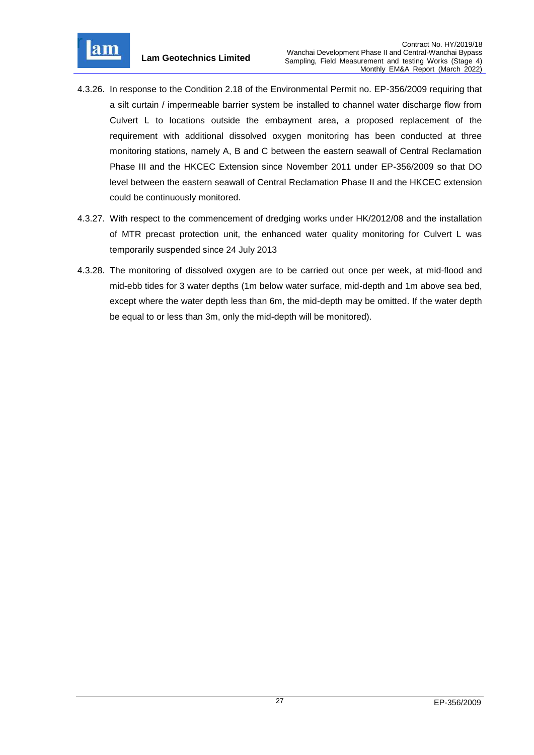4.3.26. In response to the Condition 2.18 of the Environmental Permit no. EP-356/2009 requiring that a silt curtain / impermeable barrier system be installed to channel water discharge flow from Culvert L to locations outside the embayment area, a proposed replacement of the requirement with additional dissolved oxygen monitoring has been conducted at three monitoring stations, namely A, B and C between the eastern seawall of Central Reclamation Phase III and the HKCEC Extension since November 2011 under EP-356/2009 so that DO level between the eastern seawall of Central Reclamation Phase II and the HKCEC extension could be continuously monitored.

4.3.27. With respect to the commencement of dredging works under HK/2012/08 and the installation of MTR precast protection unit, the enhanced water quality monitoring for Culvert L was temporarily suspended since 24 July 2013

4.3.28. The monitoring of dissolved oxygen are to be carried out once per week, at mid-flood and mid-ebb tides for 3 water depths (1m below water surface, mid-depth and 1m above sea bed, except where the water depth less than 6m, the mid-depth may be omitted. If the water depth be equal to or less than 3m, only the mid-depth will be monitored).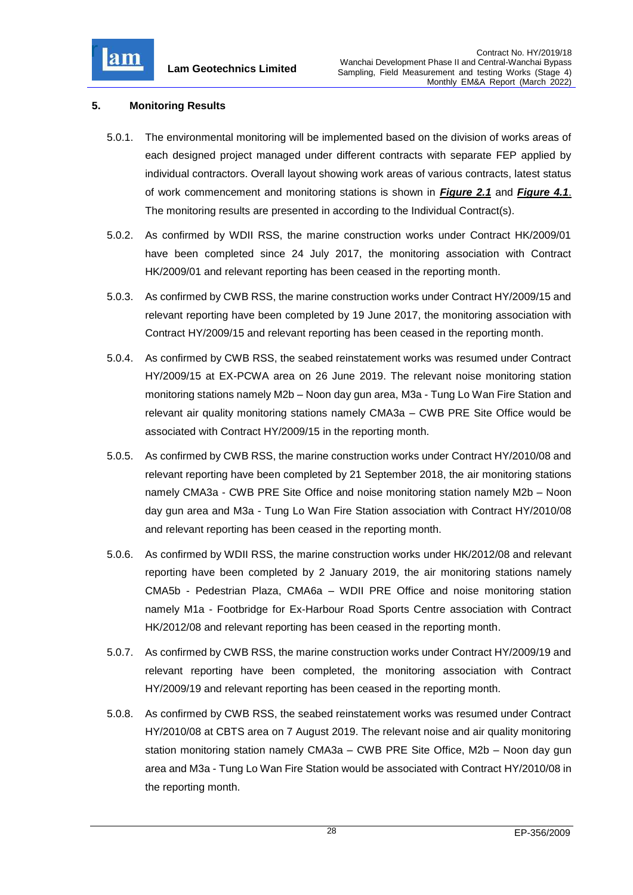## 5. Monitoring Results

5.0.1. The environmental monitoring will be implemented based on the division of works areas of each designed project managed under different contracts with separate FEP applied by individual contractors. Overall layout showing work areas of various contracts, latest status of work commencement and monitoring stations is shown in ***Figure 2.1*** and ***Figure 4.1***. The monitoring results are presented in according to the Individual Contract(s).

5.0.2. As confirmed by WDII RSS, the marine construction works under Contract HK/2009/01 have been completed since 24 July 2017, the monitoring association with Contract HK/2009/01 and relevant reporting has been ceased in the reporting month.

5.0.3. As confirmed by CWB RSS, the marine construction works under Contract HY/2009/15 and relevant reporting have been completed by 19 June 2017, the monitoring association with Contract HY/2009/15 and relevant reporting has been ceased in the reporting month.

5.0.4. As confirmed by CWB RSS, the seabed reinstatement works was resumed under Contract HY/2009/15 at EX-PCWA area on 26 June 2019. The relevant noise monitoring station monitoring stations namely M2b – Noon day gun area, M3a - Tung Lo Wan Fire Station and relevant air quality monitoring stations namely CMA3a – CWB PRE Site Office would be associated with Contract HY/2009/15 in the reporting month.

5.0.5. As confirmed by CWB RSS, the marine construction works under Contract HY/2010/08 and relevant reporting have been completed by 21 September 2018, the air monitoring stations namely CMA3a - CWB PRE Site Office and noise monitoring station namely M2b – Noon day gun area and M3a - Tung Lo Wan Fire Station association with Contract HY/2010/08 and relevant reporting has been ceased in the reporting month.

5.0.6. As confirmed by WDII RSS, the marine construction works under HK/2012/08 and relevant reporting have been completed by 2 January 2019, the air monitoring stations namely CMA5b - Pedestrian Plaza, CMA6a – WDII PRE Office and noise monitoring station namely M1a - Footbridge for Ex-Harbour Road Sports Centre association with Contract HK/2012/08 and relevant reporting has been ceased in the reporting month.

5.0.7. As confirmed by CWB RSS, the marine construction works under Contract HY/2009/19 and relevant reporting have been completed, the monitoring association with Contract HY/2009/19 and relevant reporting has been ceased in the reporting month.

5.0.8. As confirmed by CWB RSS, the seabed reinstatement works was resumed under Contract HY/2010/08 at CBTS area on 7 August 2019. The relevant noise and air quality monitoring station monitoring station namely CMA3a – CWB PRE Site Office, M2b – Noon day gun area and M3a - Tung Lo Wan Fire Station would be associated with Contract HY/2010/08 in the reporting month.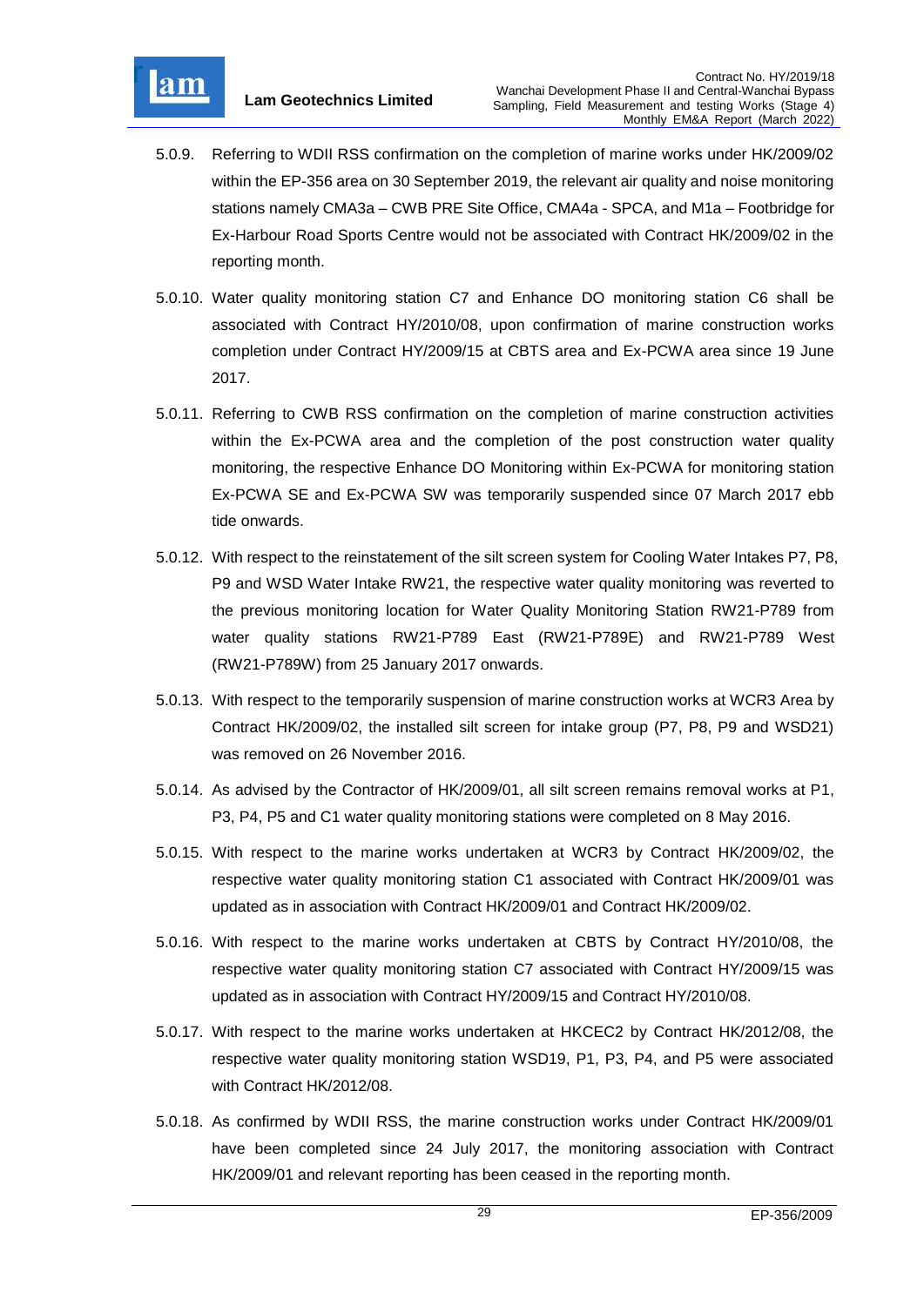5.0.9. Referring to WDII RSS confirmation on the completion of marine works under HK/2009/02 within the EP-356 area on 30 September 2019, the relevant air quality and noise monitoring stations namely CMA3a – CWB PRE Site Office, CMA4a - SPCA, and M1a – Footbridge for Ex-Harbour Road Sports Centre would not be associated with Contract HK/2009/02 in the reporting month.

5.0.10. Water quality monitoring station C7 and Enhance DO monitoring station C6 shall be associated with Contract HY/2010/08, upon confirmation of marine construction works completion under Contract HY/2009/15 at CBTS area and Ex-PCWA area since 19 June 2017.

5.0.11. Referring to CWB RSS confirmation on the completion of marine construction activities within the Ex-PCWA area and the completion of the post construction water quality monitoring, the respective Enhance DO Monitoring within Ex-PCWA for monitoring station Ex-PCWA SE and Ex-PCWA SW was temporarily suspended since 07 March 2017 ebb tide onwards.

5.0.12. With respect to the reinstatement of the silt screen system for Cooling Water Intakes P7, P8, P9 and WSD Water Intake RW21, the respective water quality monitoring was reverted to the previous monitoring location for Water Quality Monitoring Station RW21-P789 from water quality stations RW21-P789 East (RW21-P789E) and RW21-P789 West (RW21-P789W) from 25 January 2017 onwards.

5.0.13. With respect to the temporarily suspension of marine construction works at WCR3 Area by Contract HK/2009/02, the installed silt screen for intake group (P7, P8, P9 and WSD21) was removed on 26 November 2016.

5.0.14. As advised by the Contractor of HK/2009/01, all silt screen remains removal works at P1, P3, P4, P5 and C1 water quality monitoring stations were completed on 8 May 2016.

5.0.15. With respect to the marine works undertaken at WCR3 by Contract HK/2009/02, the respective water quality monitoring station C1 associated with Contract HK/2009/01 was updated as in association with Contract HK/2009/01 and Contract HK/2009/02.

5.0.16. With respect to the marine works undertaken at CBTS by Contract HY/2010/08, the respective water quality monitoring station C7 associated with Contract HY/2009/15 was updated as in association with Contract HY/2009/15 and Contract HY/2010/08.

5.0.17. With respect to the marine works undertaken at HKCEC2 by Contract HK/2012/08, the respective water quality monitoring station WSD19, P1, P3, P4, and P5 were associated with Contract HK/2012/08.

5.0.18. As confirmed by WDII RSS, the marine construction works under Contract HK/2009/01 have been completed since 24 July 2017, the monitoring association with Contract HK/2009/01 and relevant reporting has been ceased in the reporting month.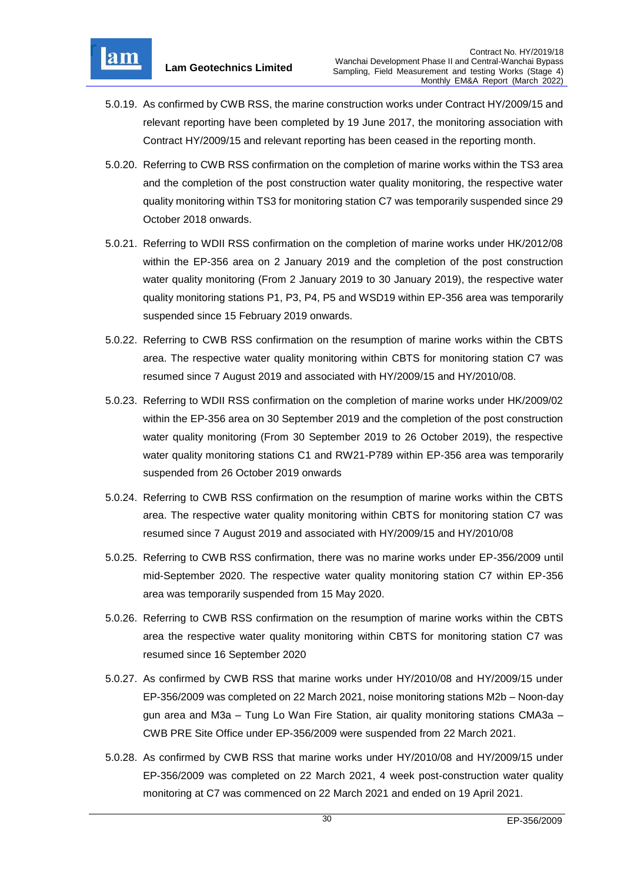5.0.19. As confirmed by CWB RSS, the marine construction works under Contract HY/2009/15 and relevant reporting have been completed by 19 June 2017, the monitoring association with Contract HY/2009/15 and relevant reporting has been ceased in the reporting month.

5.0.20. Referring to CWB RSS confirmation on the completion of marine works within the TS3 area and the completion of the post construction water quality monitoring, the respective water quality monitoring within TS3 for monitoring station C7 was temporarily suspended since 29 October 2018 onwards.

5.0.21. Referring to WDII RSS confirmation on the completion of marine works under HK/2012/08 within the EP-356 area on 2 January 2019 and the completion of the post construction water quality monitoring (From 2 January 2019 to 30 January 2019), the respective water quality monitoring stations P1, P3, P4, P5 and WSD19 within EP-356 area was temporarily suspended since 15 February 2019 onwards.

5.0.22. Referring to CWB RSS confirmation on the resumption of marine works within the CBTS area. The respective water quality monitoring within CBTS for monitoring station C7 was resumed since 7 August 2019 and associated with HY/2009/15 and HY/2010/08.

5.0.23. Referring to WDII RSS confirmation on the completion of marine works under HK/2009/02 within the EP-356 area on 30 September 2019 and the completion of the post construction water quality monitoring (From 30 September 2019 to 26 October 2019), the respective water quality monitoring stations C1 and RW21-P789 within EP-356 area was temporarily suspended from 26 October 2019 onwards

5.0.24. Referring to CWB RSS confirmation on the resumption of marine works within the CBTS area. The respective water quality monitoring within CBTS for monitoring station C7 was resumed since 7 August 2019 and associated with HY/2009/15 and HY/2010/08

5.0.25. Referring to CWB RSS confirmation, there was no marine works under EP-356/2009 until mid-September 2020. The respective water quality monitoring station C7 within EP-356 area was temporarily suspended from 15 May 2020.

5.0.26. Referring to CWB RSS confirmation on the resumption of marine works within the CBTS area the respective water quality monitoring within CBTS for monitoring station C7 was resumed since 16 September 2020

5.0.27. As confirmed by CWB RSS that marine works under HY/2010/08 and HY/2009/15 under EP-356/2009 was completed on 22 March 2021, noise monitoring stations M2b – Noon-day gun area and M3a – Tung Lo Wan Fire Station, air quality monitoring stations CMA3a – CWB PRE Site Office under EP-356/2009 were suspended from 22 March 2021.

5.0.28. As confirmed by CWB RSS that marine works under HY/2010/08 and HY/2009/15 under EP-356/2009 was completed on 22 March 2021, 4 week post-construction water quality monitoring at C7 was commenced on 22 March 2021 and ended on 19 April 2021.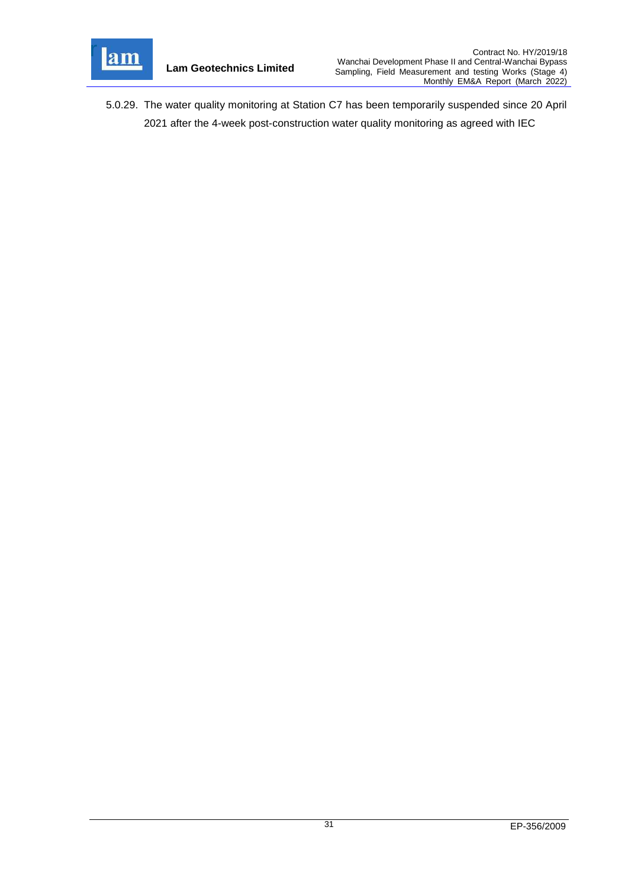5.0.29. The water quality monitoring at Station C7 has been temporarily suspended since 20 April 2021 after the 4-week post-construction water quality monitoring as agreed with IEC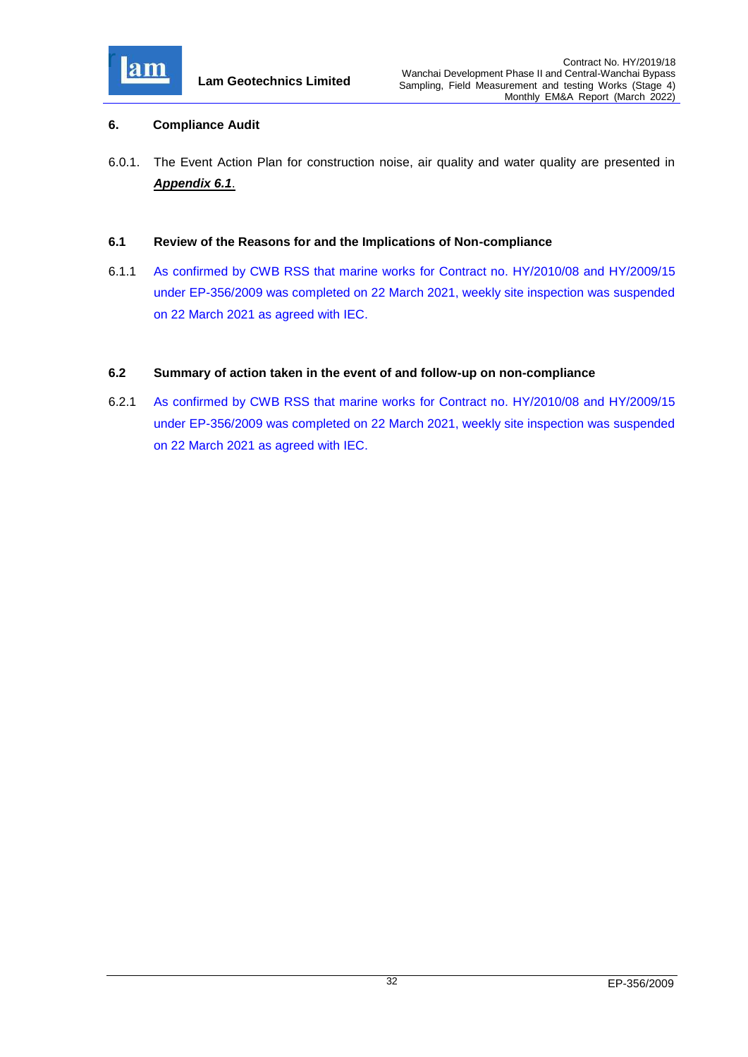## 6. Compliance Audit

6.0.1. The Event Action Plan for construction noise, air quality and water quality are presented in ***Appendix 6.1***.

### 6.1 Review of the Reasons for and the Implications of Non-compliance

6.1.1 As confirmed by CWB RSS that marine works for Contract no. HY/2010/08 and HY/2009/15 under EP-356/2009 was completed on 22 March 2021, weekly site inspection was suspended on 22 March 2021 as agreed with IEC.

### 6.2 Summary of action taken in the event of and follow-up on non-compliance

6.2.1 As confirmed by CWB RSS that marine works for Contract no. HY/2010/08 and HY/2009/15 under EP-356/2009 was completed on 22 March 2021, weekly site inspection was suspended on 22 March 2021 as agreed with IEC.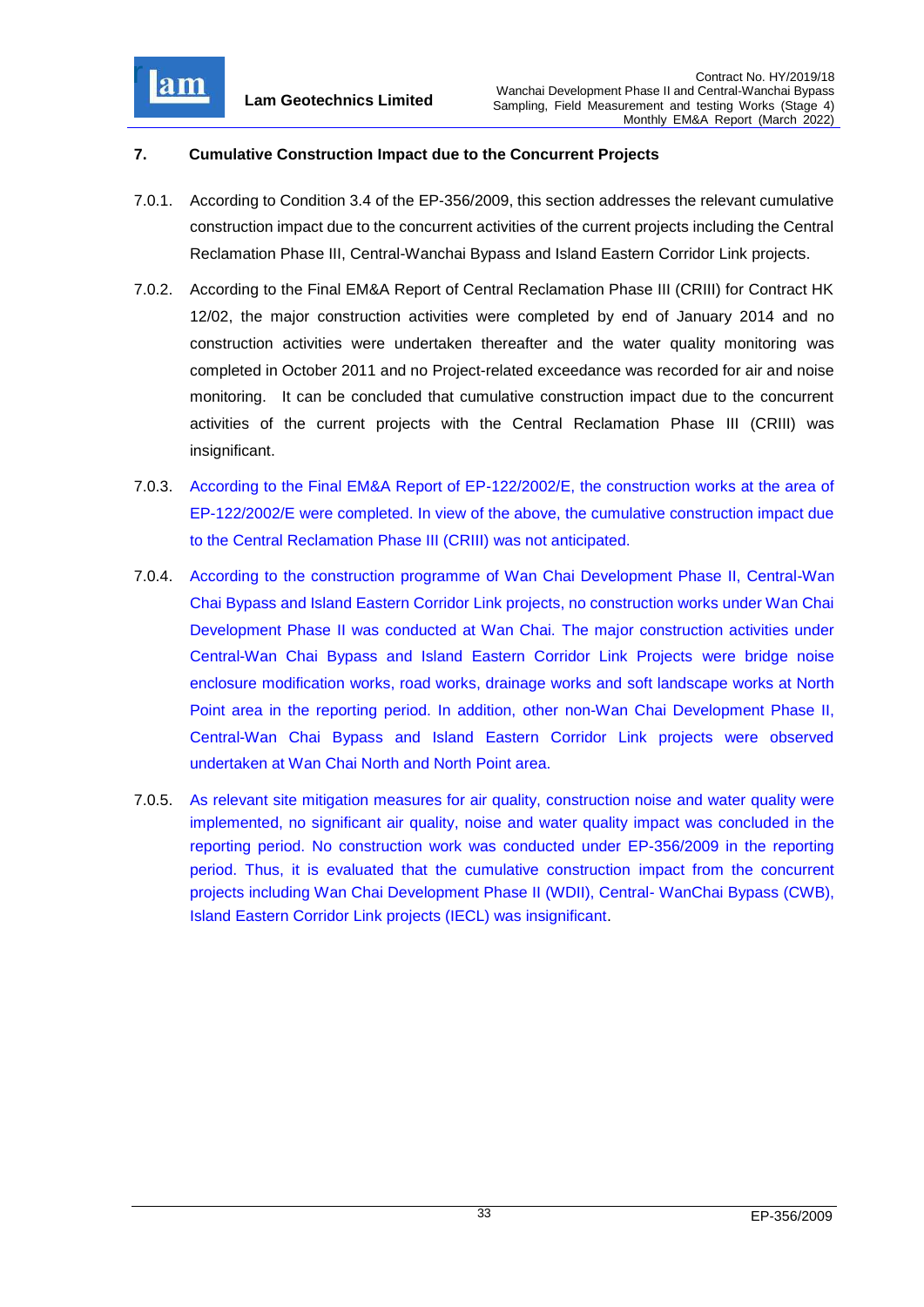## 7. Cumulative Construction Impact due to the Concurrent Projects

7.0.1. According to Condition 3.4 of the EP-356/2009, this section addresses the relevant cumulative construction impact due to the concurrent activities of the current projects including the Central Reclamation Phase III, Central-Wanchai Bypass and Island Eastern Corridor Link projects.

7.0.2. According to the Final EM&A Report of Central Reclamation Phase III (CRIII) for Contract HK 12/02, the major construction activities were completed by end of January 2014 and no construction activities were undertaken thereafter and the water quality monitoring was completed in October 2011 and no Project-related exceedance was recorded for air and noise monitoring. It can be concluded that cumulative construction impact due to the concurrent activities of the current projects with the Central Reclamation Phase III (CRIII) was insignificant.

7.0.3. According to the Final EM&A Report of EP-122/2002/E, the construction works at the area of EP-122/2002/E were completed. In view of the above, the cumulative construction impact due to the Central Reclamation Phase III (CRIII) was not anticipated.

7.0.4. According to the construction programme of Wan Chai Development Phase II, Central-Wan Chai Bypass and Island Eastern Corridor Link projects, no construction works under Wan Chai Development Phase II was conducted at Wan Chai. The major construction activities under Central-Wan Chai Bypass and Island Eastern Corridor Link Projects were bridge noise enclosure modification works, road works, drainage works and soft landscape works at North Point area in the reporting period. In addition, other non-Wan Chai Development Phase II, Central-Wan Chai Bypass and Island Eastern Corridor Link projects were observed undertaken at Wan Chai North and North Point area.

7.0.5. As relevant site mitigation measures for air quality, construction noise and water quality were implemented, no significant air quality, noise and water quality impact was concluded in the reporting period. No construction work was conducted under EP-356/2009 in the reporting period. Thus, it is evaluated that the cumulative construction impact from the concurrent projects including Wan Chai Development Phase II (WDII), Central- WanChai Bypass (CWB), Island Eastern Corridor Link projects (IECL) was insignificant.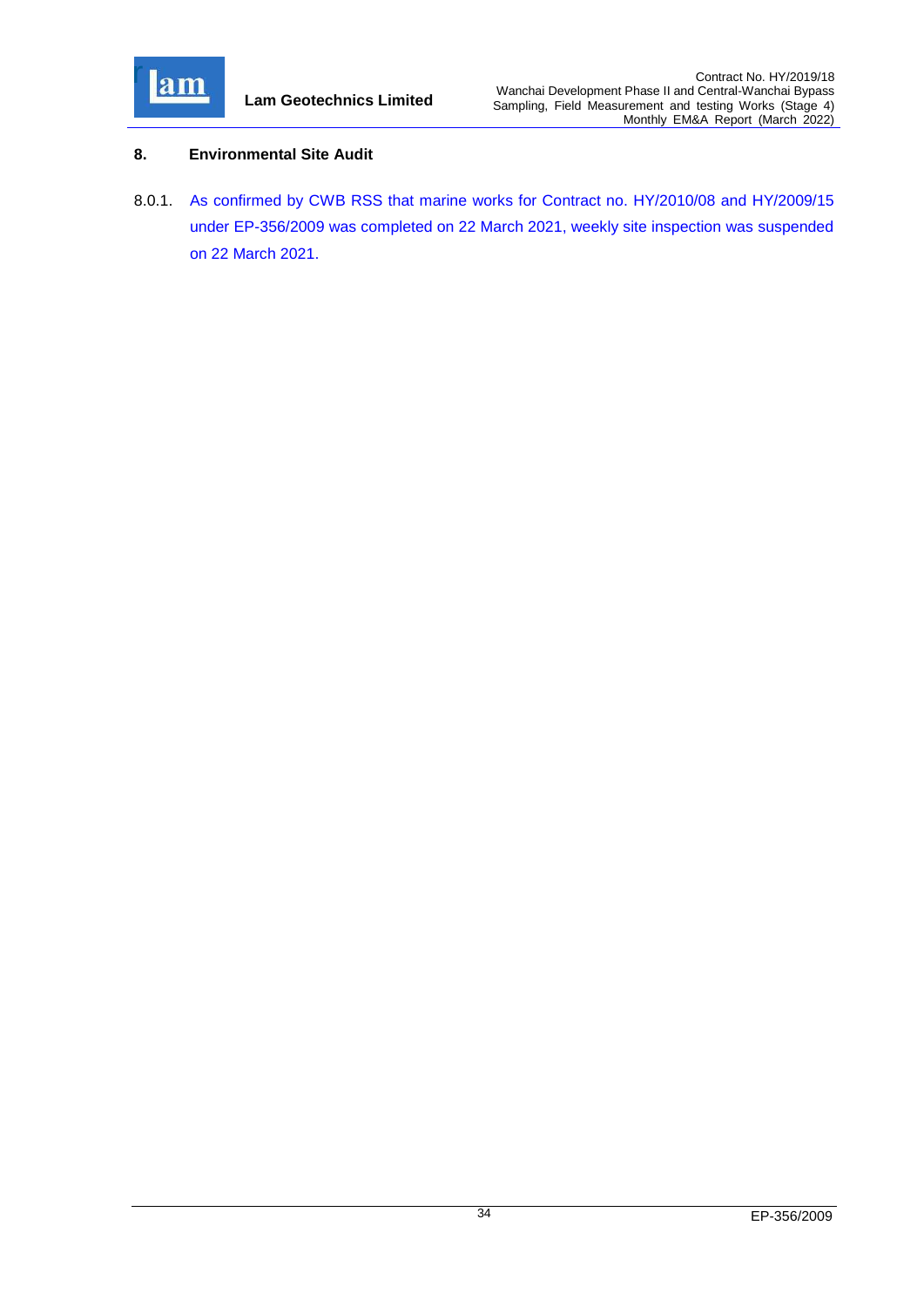## 8. Environmental Site Audit

8.0.1. As confirmed by CWB RSS that marine works for Contract no. HY/2010/08 and HY/2009/15 under EP-356/2009 was completed on 22 March 2021, weekly site inspection was suspended on 22 March 2021.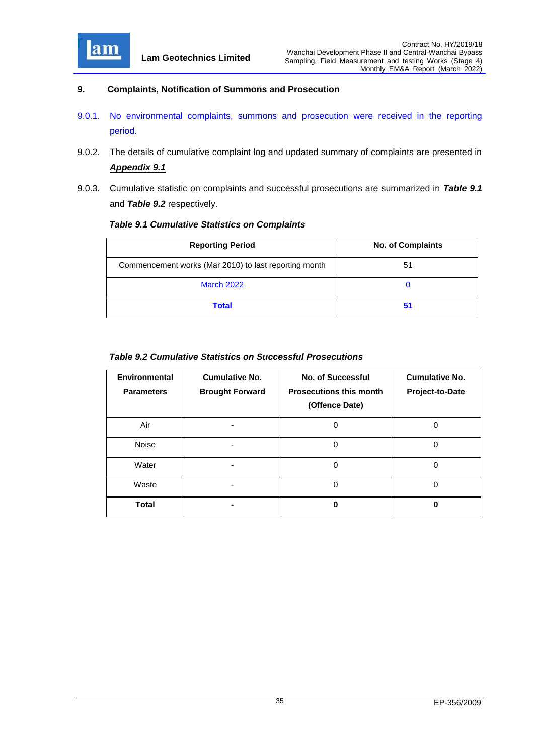## 9. Complaints, Notification of Summons and Prosecution

9.0.1. No environmental complaints, summons and prosecution were received in the reporting period.

9.0.2. The details of cumulative complaint log and updated summary of complaints are presented in ***Appendix 9.1***

9.0.3. Cumulative statistic on complaints and successful prosecutions are summarized in ***Table 9.1*** and ***Table 9.2*** respectively.

***Table 9.1 Cumulative Statistics on Complaints***

| Reporting Period | No. of Complaints |
|---|---|
| Commencement works (Mar 2010) to last reporting month | 51 |
| March 2022 | 0 |
| **Total** | **51** |

***Table 9.2 Cumulative Statistics on Successful Prosecutions***

| Environmental Parameters | Cumulative No. Brought Forward | No. of Successful Prosecutions this month (Offence Date) | Cumulative No. Project-to-Date |
|---|---|---|---|
| Air | - | 0 | 0 |
| Noise | - | 0 | 0 |
| Water | - | 0 | 0 |
| Waste | - | 0 | 0 |
| **Total** | **-** | **0** | **0** |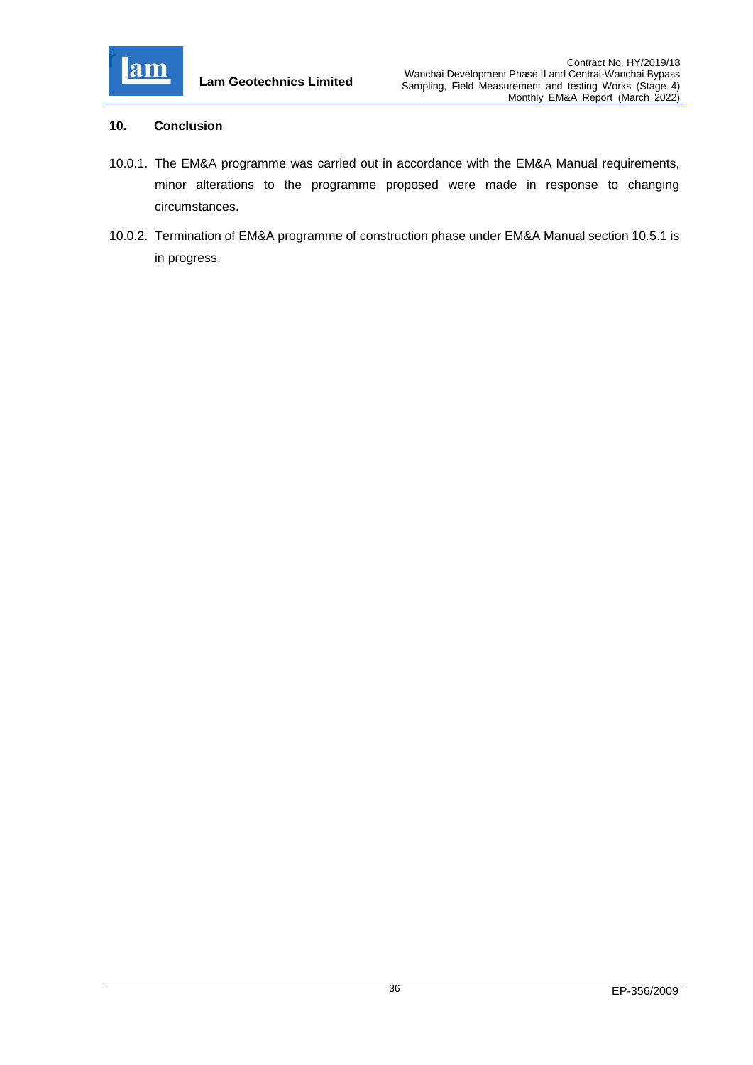## 10. Conclusion

10.0.1. The EM&A programme was carried out in accordance with the EM&A Manual requirements, minor alterations to the programme proposed were made in response to changing circumstances.

10.0.2. Termination of EM&A programme of construction phase under EM&A Manual section 10.5.1 is in progress.